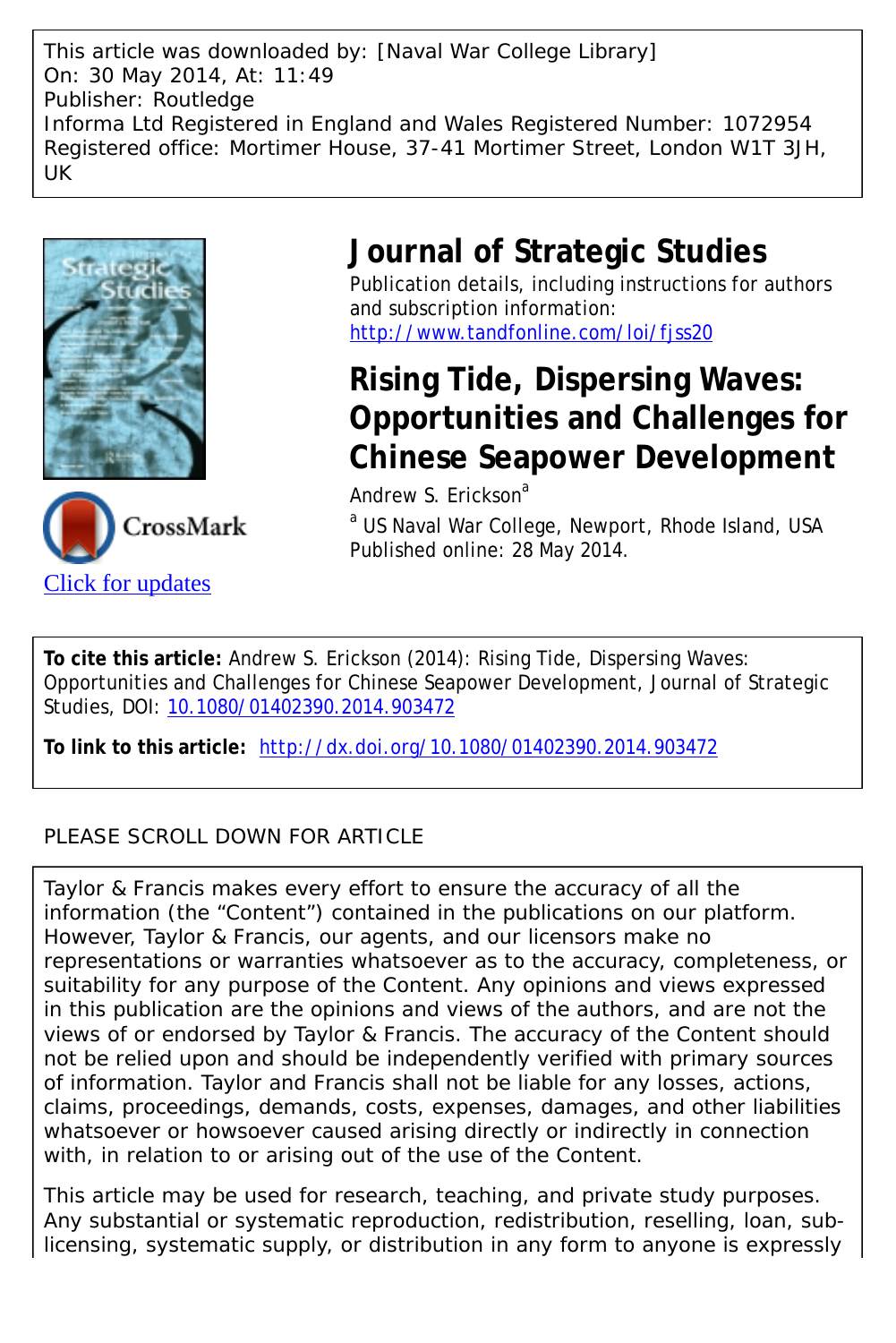This article was downloaded by: [Naval War College Library]
On: 30 May 2014, At: 11:49
Publisher: Routledge
Informa Ltd Registered in England and Wales Registered Number: 1072954
Registered office: Mortimer House, 37-41 Mortimer Street, London W1T 3JH, UK

# Journal of Strategic Studies

Publication details, including instructions for authors and subscription information:
http://www.tandfonline.com/loi/fjss20

## Rising Tide, Dispersing Waves: Opportunities and Challenges for Chinese Seapower Development

Andrew S. Erickson[a]

[a] US Naval War College, Newport, Rhode Island, USA

Published online: 28 May 2014.

Click for updates

**To cite this article:** Andrew S. Erickson (2014): Rising Tide, Dispersing Waves: Opportunities and Challenges for Chinese Seapower Development, Journal of Strategic Studies, DOI: 10.1080/01402390.2014.903472

**To link to this article:** http://dx.doi.org/10.1080/01402390.2014.903472

PLEASE SCROLL DOWN FOR ARTICLE

Taylor & Francis makes every effort to ensure the accuracy of all the information (the "Content") contained in the publications on our platform. However, Taylor & Francis, our agents, and our licensors make no representations or warranties whatsoever as to the accuracy, completeness, or suitability for any purpose of the Content. Any opinions and views expressed in this publication are the opinions and views of the authors, and are not the views of or endorsed by Taylor & Francis. The accuracy of the Content should not be relied upon and should be independently verified with primary sources of information. Taylor and Francis shall not be liable for any losses, actions, claims, proceedings, demands, costs, expenses, damages, and other liabilities whatsoever or howsoever caused arising directly or indirectly in connection with, in relation to or arising out of the use of the Content.

This article may be used for research, teaching, and private study purposes. Any substantial or systematic reproduction, redistribution, reselling, loan, sub-licensing, systematic supply, or distribution in any form to anyone is expressly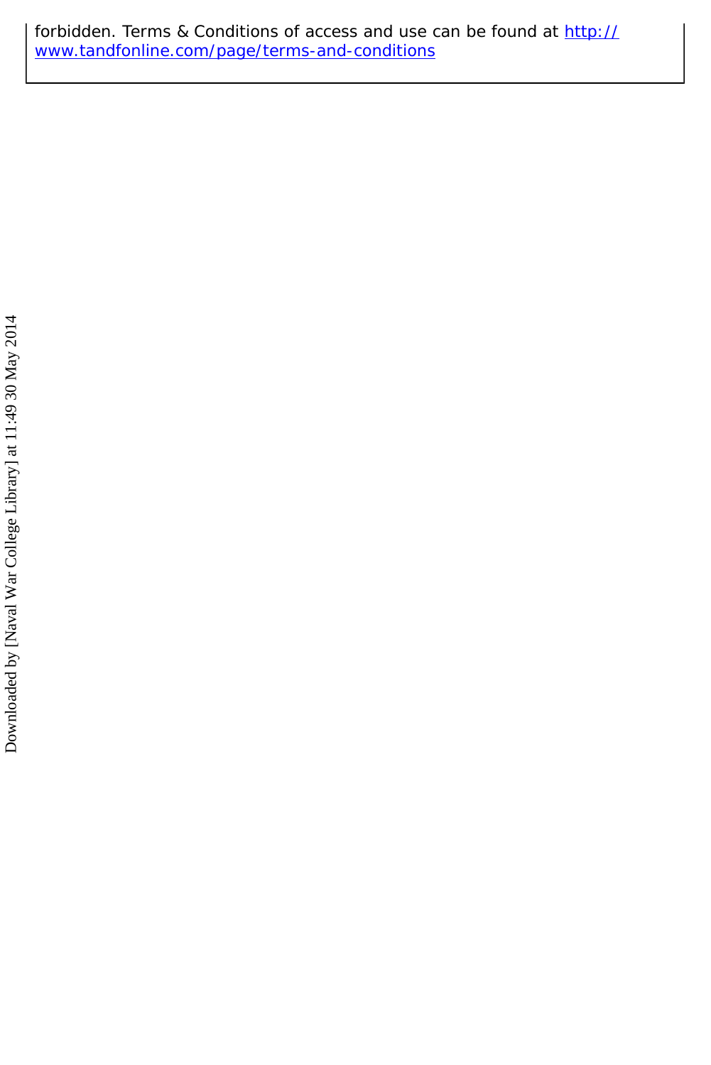forbidden. Terms & Conditions of access and use can be found at http://www.tandfonline.com/page/terms-and-conditions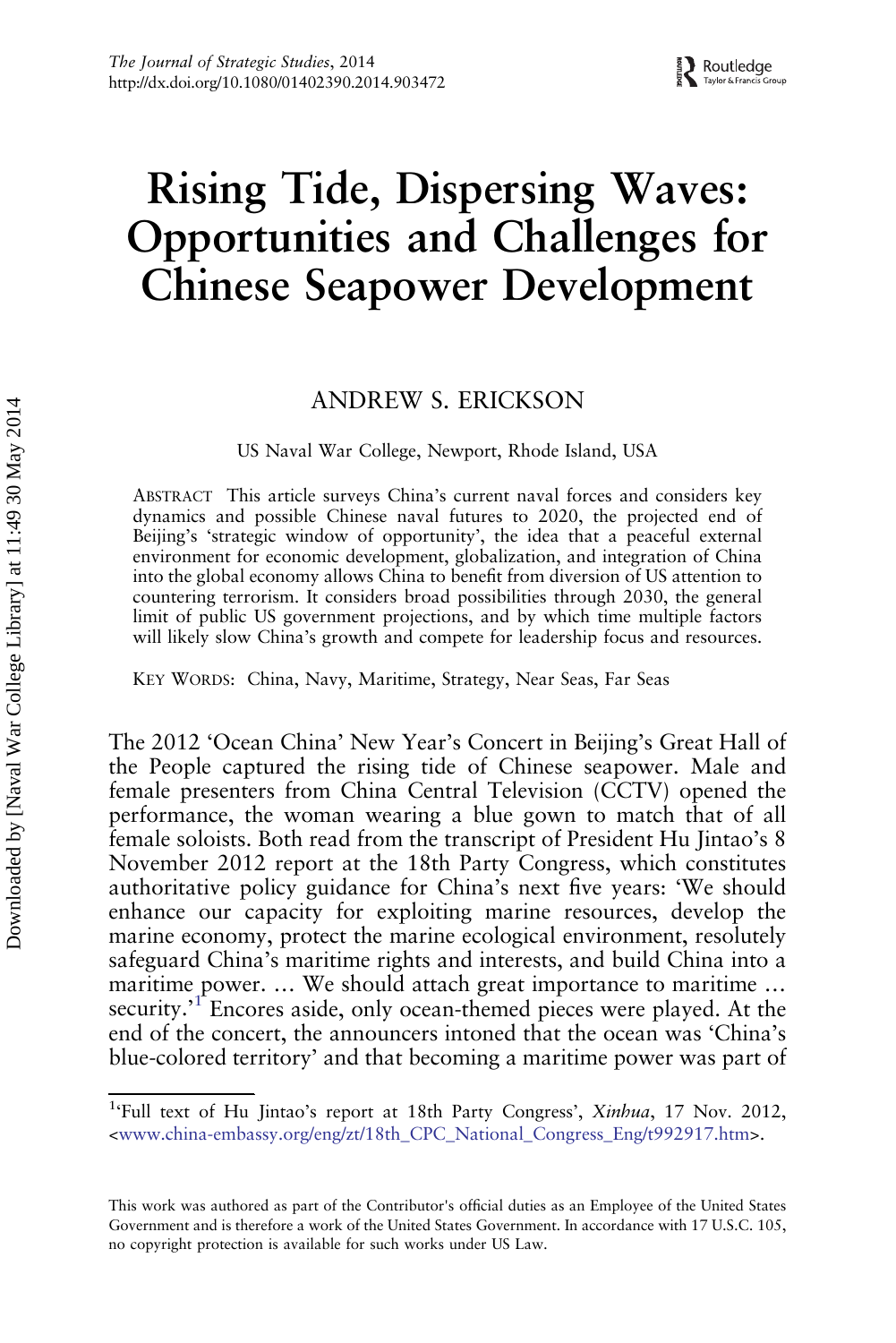# Rising Tide, Dispersing Waves: Opportunities and Challenges for Chinese Seapower Development

ANDREW S. ERICKSON

US Naval War College, Newport, Rhode Island, USA

ABSTRACT This article surveys China's current naval forces and considers key dynamics and possible Chinese naval futures to 2020, the projected end of Beijing's 'strategic window of opportunity', the idea that a peaceful external environment for economic development, globalization, and integration of China into the global economy allows China to benefit from diversion of US attention to countering terrorism. It considers broad possibilities through 2030, the general limit of public US government projections, and by which time multiple factors will likely slow China's growth and compete for leadership focus and resources.

KEY WORDS: China, Navy, Maritime, Strategy, Near Seas, Far Seas

The 2012 'Ocean China' New Year's Concert in Beijing's Great Hall of the People captured the rising tide of Chinese seapower. Male and female presenters from China Central Television (CCTV) opened the performance, the woman wearing a blue gown to match that of all female soloists. Both read from the transcript of President Hu Jintao's 8 November 2012 report at the 18th Party Congress, which constitutes authoritative policy guidance for China's next five years: 'We should enhance our capacity for exploiting marine resources, develop the marine economy, protect the marine ecological environment, resolutely safeguard China's maritime rights and interests, and build China into a maritime power. … We should attach great importance to maritime … security.'[1] Encores aside, only ocean-themed pieces were played. At the end of the concert, the announcers intoned that the ocean was 'China's blue-colored territory' and that becoming a maritime power was part of

[1] 'Full text of Hu Jintao's report at 18th Party Congress', *Xinhua*, 17 Nov. 2012, <www.china-embassy.org/eng/zt/18th_CPC_National_Congress_Eng/t992917.htm>.

This work was authored as part of the Contributor's official duties as an Employee of the United States Government and is therefore a work of the United States Government. In accordance with 17 U.S.C. 105, no copyright protection is available for such works under US Law.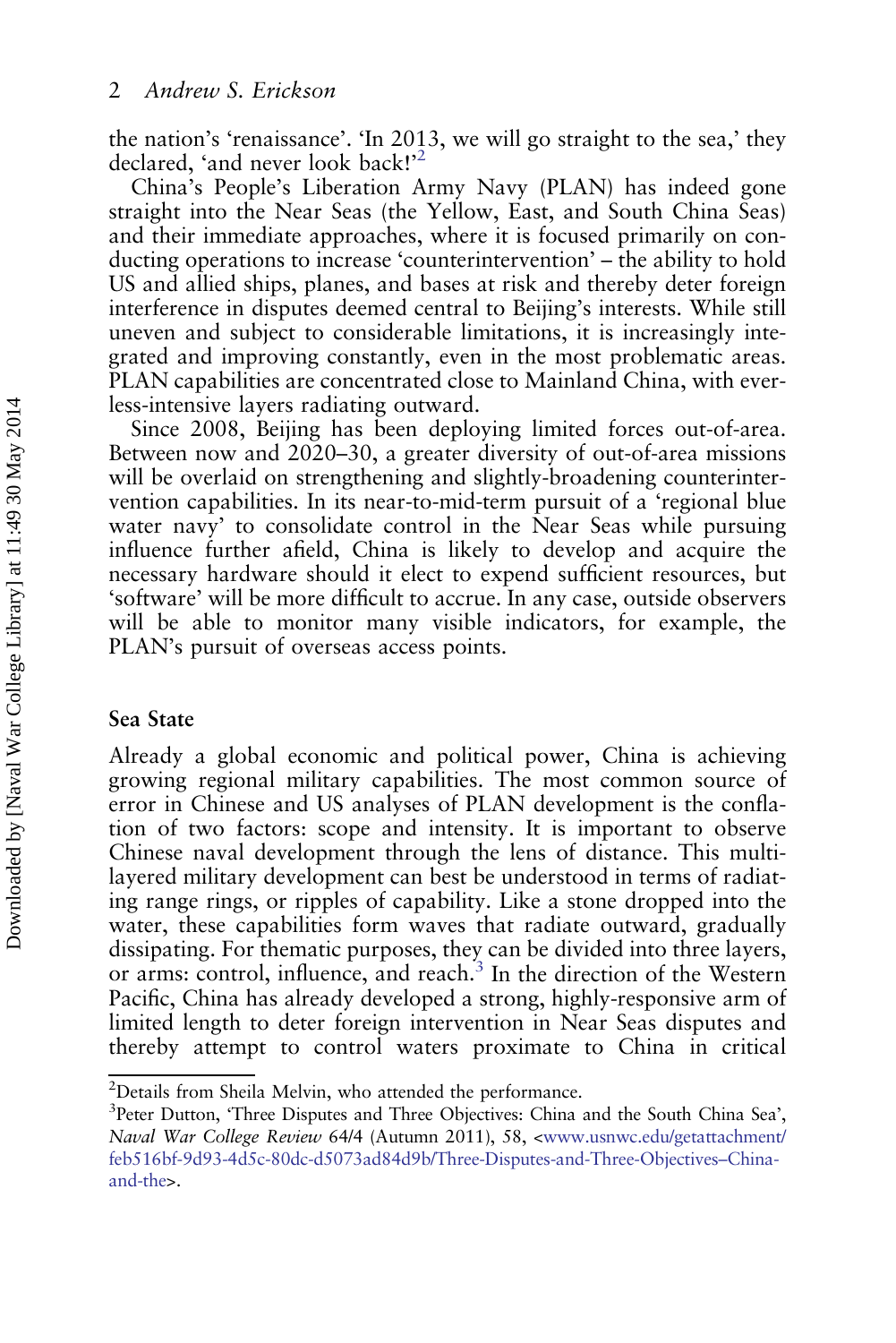the nation's 'renaissance'. 'In 2013, we will go straight to the sea,' they declared, 'and never look back!'[2]

China's People's Liberation Army Navy (PLAN) has indeed gone straight into the Near Seas (the Yellow, East, and South China Seas) and their immediate approaches, where it is focused primarily on conducting operations to increase 'counterintervention' – the ability to hold US and allied ships, planes, and bases at risk and thereby deter foreign interference in disputes deemed central to Beijing's interests. While still uneven and subject to considerable limitations, it is increasingly integrated and improving constantly, even in the most problematic areas. PLAN capabilities are concentrated close to Mainland China, with ever-less-intensive layers radiating outward.

Since 2008, Beijing has been deploying limited forces out-of-area. Between now and 2020–30, a greater diversity of out-of-area missions will be overlaid on strengthening and slightly-broadening counterintervention capabilities. In its near-to-mid-term pursuit of a 'regional blue water navy' to consolidate control in the Near Seas while pursuing influence further afield, China is likely to develop and acquire the necessary hardware should it elect to expend sufficient resources, but 'software' will be more difficult to accrue. In any case, outside observers will be able to monitor many visible indicators, for example, the PLAN's pursuit of overseas access points.

## Sea State

Already a global economic and political power, China is achieving growing regional military capabilities. The most common source of error in Chinese and US analyses of PLAN development is the conflation of two factors: scope and intensity. It is important to observe Chinese naval development through the lens of distance. This multi-layered military development can best be understood in terms of radiating range rings, or ripples of capability. Like a stone dropped into the water, these capabilities form waves that radiate outward, gradually dissipating. For thematic purposes, they can be divided into three layers, or arms: control, influence, and reach.[3] In the direction of the Western Pacific, China has already developed a strong, highly-responsive arm of limited length to deter foreign intervention in Near Seas disputes and thereby attempt to control waters proximate to China in critical

---

[2] Details from Sheila Melvin, who attended the performance.

[3] Peter Dutton, 'Three Disputes and Three Objectives: China and the South China Sea', *Naval War College Review* 64/4 (Autumn 2011), 58, <www.usnwc.edu/getattachment/feb516bf-9d93-4d5c-80dc-d5073ad84d9b/Three-Disputes-and-Three-Objectives–China-and-the>.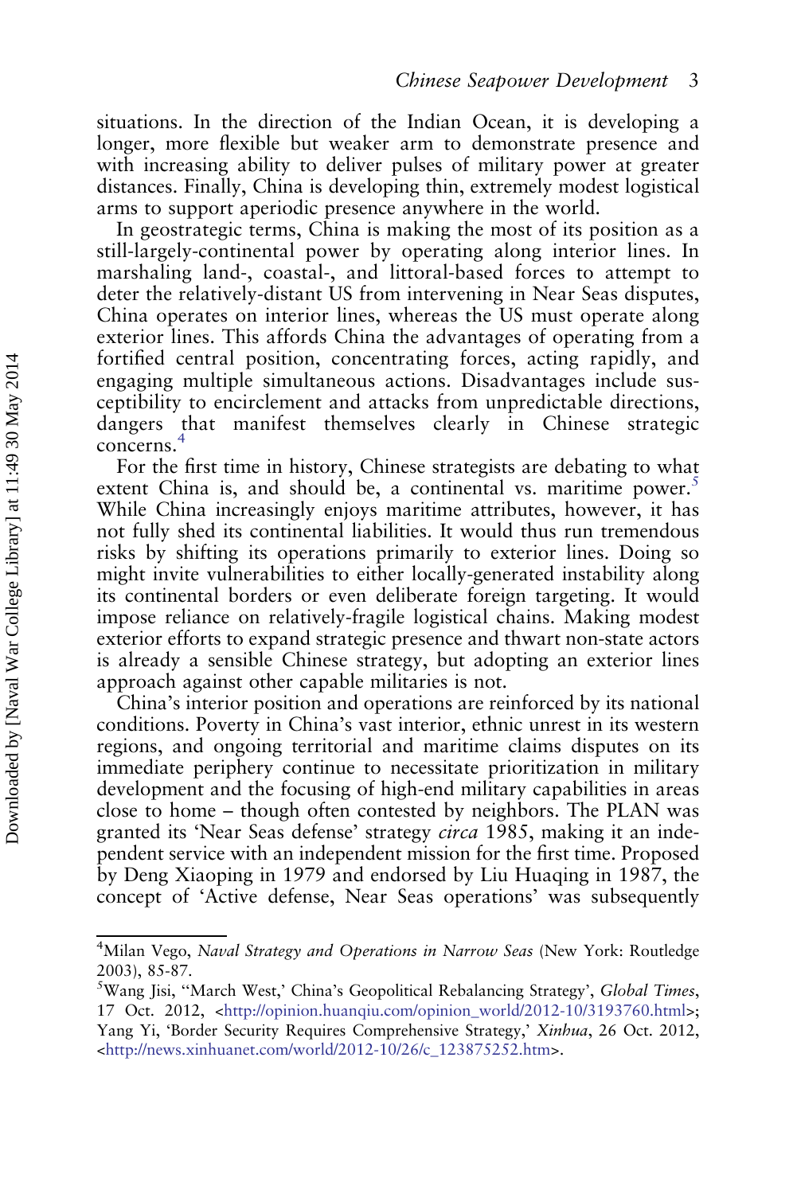situations. In the direction of the Indian Ocean, it is developing a longer, more flexible but weaker arm to demonstrate presence and with increasing ability to deliver pulses of military power at greater distances. Finally, China is developing thin, extremely modest logistical arms to support aperiodic presence anywhere in the world.

In geostrategic terms, China is making the most of its position as a still-largely-continental power by operating along interior lines. In marshaling land-, coastal-, and littoral-based forces to attempt to deter the relatively-distant US from intervening in Near Seas disputes, China operates on interior lines, whereas the US must operate along exterior lines. This affords China the advantages of operating from a fortified central position, concentrating forces, acting rapidly, and engaging multiple simultaneous actions. Disadvantages include susceptibility to encirclement and attacks from unpredictable directions, dangers that manifest themselves clearly in Chinese strategic concerns.[4]

For the first time in history, Chinese strategists are debating to what extent China is, and should be, a continental vs. maritime power.[5] While China increasingly enjoys maritime attributes, however, it has not fully shed its continental liabilities. It would thus run tremendous risks by shifting its operations primarily to exterior lines. Doing so might invite vulnerabilities to either locally-generated instability along its continental borders or even deliberate foreign targeting. It would impose reliance on relatively-fragile logistical chains. Making modest exterior efforts to expand strategic presence and thwart non-state actors is already a sensible Chinese strategy, but adopting an exterior lines approach against other capable militaries is not.

China's interior position and operations are reinforced by its national conditions. Poverty in China's vast interior, ethnic unrest in its western regions, and ongoing territorial and maritime claims disputes on its immediate periphery continue to necessitate prioritization in military development and the focusing of high-end military capabilities in areas close to home – though often contested by neighbors. The PLAN was granted its 'Near Seas defense' strategy *circa* 1985, making it an independent service with an independent mission for the first time. Proposed by Deng Xiaoping in 1979 and endorsed by Liu Huaqing in 1987, the concept of 'Active defense, Near Seas operations' was subsequently

---

[4] Milan Vego, *Naval Strategy and Operations in Narrow Seas* (New York: Routledge 2003), 85-87.

[5] Wang Jisi, ''March West,' China's Geopolitical Rebalancing Strategy', *Global Times*, 17 Oct. 2012, <http://opinion.huanqiu.com/opinion_world/2012-10/3193760.html>; Yang Yi, 'Border Security Requires Comprehensive Strategy,' *Xinhua*, 26 Oct. 2012, <http://news.xinhuanet.com/world/2012-10/26/c_123875252.htm>.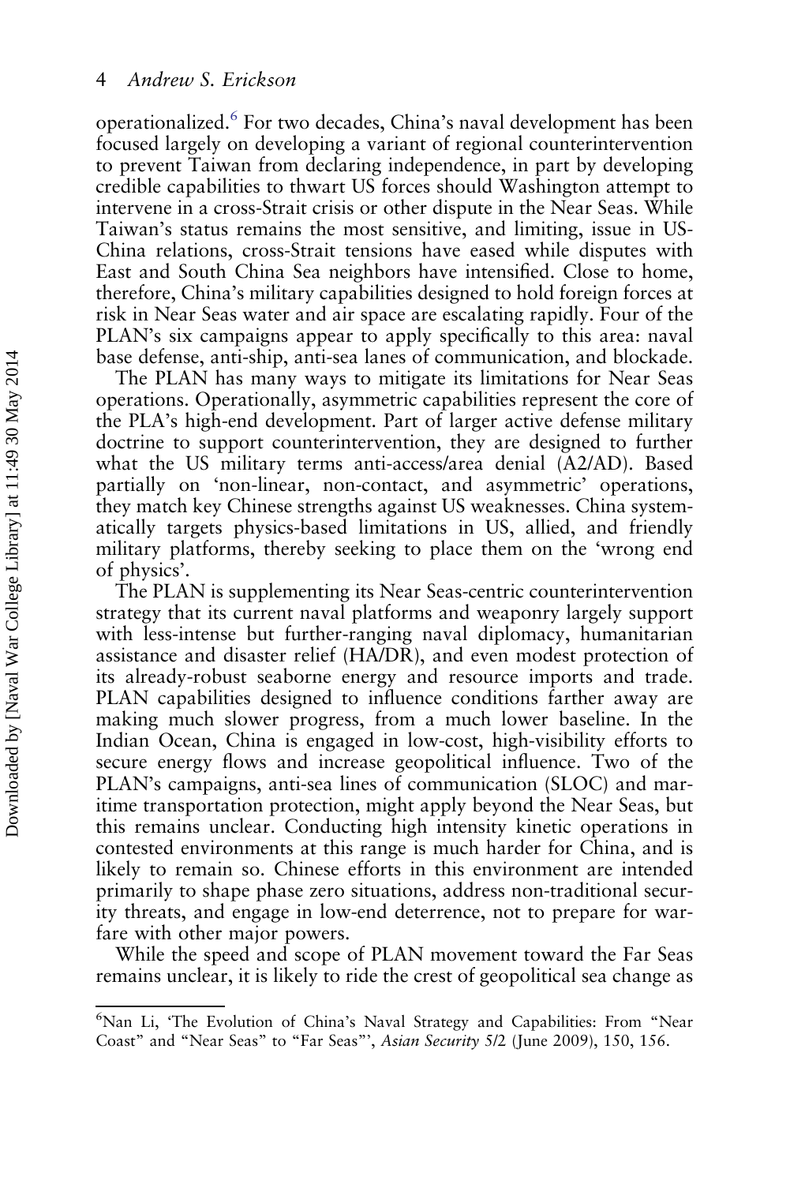operationalized.[6] For two decades, China's naval development has been focused largely on developing a variant of regional counterintervention to prevent Taiwan from declaring independence, in part by developing credible capabilities to thwart US forces should Washington attempt to intervene in a cross-Strait crisis or other dispute in the Near Seas. While Taiwan's status remains the most sensitive, and limiting, issue in US-China relations, cross-Strait tensions have eased while disputes with East and South China Sea neighbors have intensified. Close to home, therefore, China's military capabilities designed to hold foreign forces at risk in Near Seas water and air space are escalating rapidly. Four of the PLAN's six campaigns appear to apply specifically to this area: naval base defense, anti-ship, anti-sea lanes of communication, and blockade.

The PLAN has many ways to mitigate its limitations for Near Seas operations. Operationally, asymmetric capabilities represent the core of the PLA's high-end development. Part of larger active defense military doctrine to support counterintervention, they are designed to further what the US military terms anti-access/area denial (A2/AD). Based partially on 'non-linear, non-contact, and asymmetric' operations, they match key Chinese strengths against US weaknesses. China systematically targets physics-based limitations in US, allied, and friendly military platforms, thereby seeking to place them on the 'wrong end of physics'.

The PLAN is supplementing its Near Seas-centric counterintervention strategy that its current naval platforms and weaponry largely support with less-intense but further-ranging naval diplomacy, humanitarian assistance and disaster relief (HA/DR), and even modest protection of its already-robust seaborne energy and resource imports and trade. PLAN capabilities designed to influence conditions farther away are making much slower progress, from a much lower baseline. In the Indian Ocean, China is engaged in low-cost, high-visibility efforts to secure energy flows and increase geopolitical influence. Two of the PLAN's campaigns, anti-sea lines of communication (SLOC) and maritime transportation protection, might apply beyond the Near Seas, but this remains unclear. Conducting high intensity kinetic operations in contested environments at this range is much harder for China, and is likely to remain so. Chinese efforts in this environment are intended primarily to shape phase zero situations, address non-traditional security threats, and engage in low-end deterrence, not to prepare for warfare with other major powers.

While the speed and scope of PLAN movement toward the Far Seas remains unclear, it is likely to ride the crest of geopolitical sea change as

[6] Nan Li, 'The Evolution of China's Naval Strategy and Capabilities: From "Near Coast" and "Near Seas" to "Far Seas"', *Asian Security* 5/2 (June 2009), 150, 156.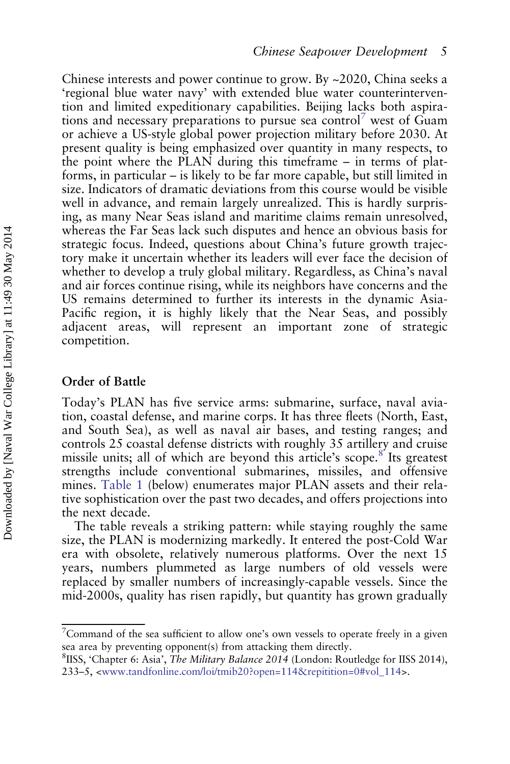Chinese interests and power continue to grow. By ~2020, China seeks a 'regional blue water navy' with extended blue water counterintervention and limited expeditionary capabilities. Beijing lacks both aspirations and necessary preparations to pursue sea control[7] west of Guam or achieve a US-style global power projection military before 2030. At present quality is being emphasized over quantity in many respects, to the point where the PLAN during this timeframe – in terms of platforms, in particular – is likely to be far more capable, but still limited in size. Indicators of dramatic deviations from this course would be visible well in advance, and remain largely unrealized. This is hardly surprising, as many Near Seas island and maritime claims remain unresolved, whereas the Far Seas lack such disputes and hence an obvious basis for strategic focus. Indeed, questions about China's future growth trajectory make it uncertain whether its leaders will ever face the decision of whether to develop a truly global military. Regardless, as China's naval and air forces continue rising, while its neighbors have concerns and the US remains determined to further its interests in the dynamic Asia-Pacific region, it is highly likely that the Near Seas, and possibly adjacent areas, will represent an important zone of strategic competition.

## Order of Battle

Today's PLAN has five service arms: submarine, surface, naval aviation, coastal defense, and marine corps. It has three fleets (North, East, and South Sea), as well as naval air bases, and testing ranges; and controls 25 coastal defense districts with roughly 35 artillery and cruise missile units; all of which are beyond this article's scope.[8] Its greatest strengths include conventional submarines, missiles, and offensive mines. Table 1 (below) enumerates major PLAN assets and their relative sophistication over the past two decades, and offers projections into the next decade.

The table reveals a striking pattern: while staying roughly the same size, the PLAN is modernizing markedly. It entered the post-Cold War era with obsolete, relatively numerous platforms. Over the next 15 years, numbers plummeted as large numbers of old vessels were replaced by smaller numbers of increasingly-capable vessels. Since the mid-2000s, quality has risen rapidly, but quantity has grown gradually

[7] Command of the sea sufficient to allow one's own vessels to operate freely in a given sea area by preventing opponent(s) from attacking them directly.

[8] IISS, 'Chapter 6: Asia', *The Military Balance 2014* (London: Routledge for IISS 2014), 233–5, <www.tandfonline.com/loi/tmib20?open=114&repitition=0#vol_114>.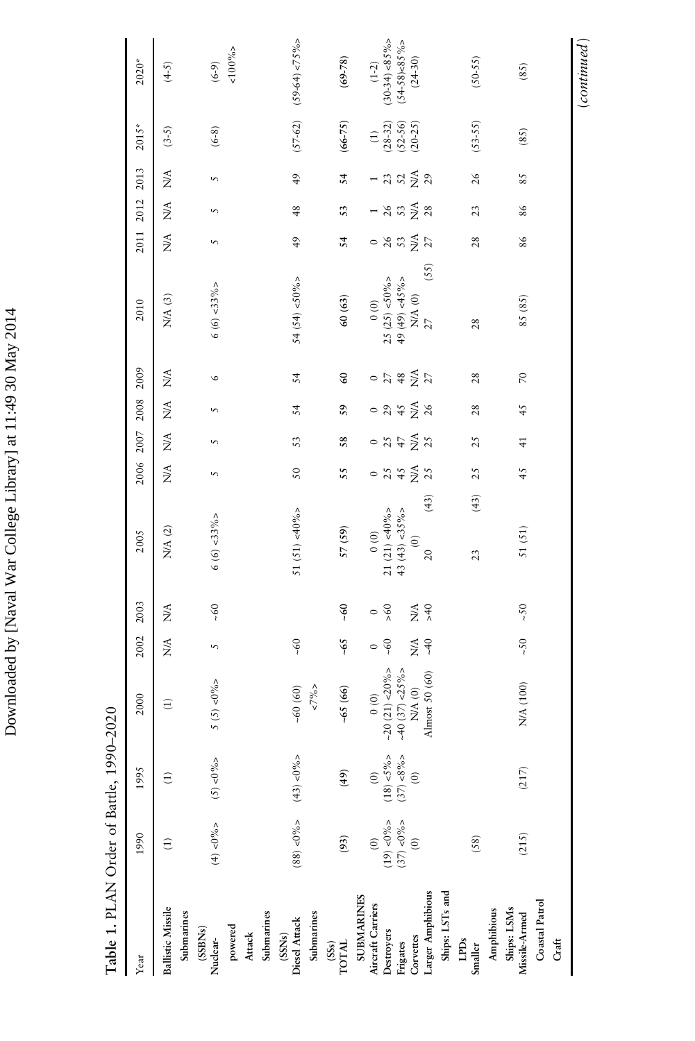Table 1. PLAN Order of Battle, 1990–2020

| Year | 1990 | 1995 | 2000 | 2002 | 2003 | 2005 | 2006 | 2007 | 2008 | 2009 | 2010 | 2011 | 2012 | 2013 | 2015* | 2020* |
|---|---|---|---|---|---|---|---|---|---|---|---|---|---|---|---|---|
| Ballistic Missile Submarines (SSBNs) | (1) | (1) | (1) | N/A | N/A | N/A (2) | N/A | N/A | N/A | N/A | N/A (3) | N/A | N/A | N/A | (3-5) | (4-5) |
| Nuclear-powered Attack Submarines (SSNs) | (4) <0%> | (5) <0%> | 5 (5) <0%> | 5 | ~60 | 6 (6) <33%> | 5 | 5 | 5 | 6 | 6 (6) <33%> | 5 | 5 | 5 | (6-8) | (6-9) <100%> |
| Diesel Attack Submarines (SSs) | (88) <0%> | (43) <0%> | ~60 (60) <7%> | ~60 | | 51 (51) <40%> | 50 | 53 | 54 | 54 | 54 (54) <50%> | 49 | 48 | 49 | (57-62) | (59-64) <75%> |
| TOTAL SUBMARINES | (93) | (49) | ~65 (66) | ~65 | ~60 | 57 (59) | 55 | 58 | 59 | 60 | 60 (63) | 54 | 53 | 54 | (66-75) | (69-78) |
| Aircraft Carriers | (0) | (0) | 0 (0) | 0 | 0 | 0 (0) | 0 | 0 | 0 | 0 | 0 (0) | 0 | 1 | 1 | (1) | (1-2) |
| Destroyers | (19) <0%> | (18) <5%> | ~20 (21) <20%> | ~60 | >60 | 21 (21) <40%> | 25 | 25 | 29 | 27 | 25 (25) <50%> | 26 | 26 | 23 | (28-32) | (30-34) <85%> |
| Frigates | (37) <0%> | (37) <8%> | ~40 (37) <25%> | | | 43 (43) <35%> | 45 | 47 | 45 | 48 | 49 (49) <45%> | 53 | 53 | 52 | (52-56) | (54-58)<85%> |
| Corvettes | (0) | (0) | N/A (0) | N/A | N/A | (0) | N/A | N/A | N/A | N/A | N/A (0) | N/A | N/A | N/A | (20-25) | (24-30) |
| Larger Amphibious Ships: LSTs and LPDs | | | Almost 50 (60) | ~40 | >40 | 20 (43) | 25 | 25 | 26 | 27 | 27 (55) | 27 | 28 | 29 | | |
| Smaller Amphibious Ships: LSMs | (58) | | | | | 23 (43) | 25 | 25 | 28 | 28 | 28 | 28 | 23 | 26 | (53-55) | (50-55) |
| Missile-Armed Coastal Patrol Craft | (215) | (217) | N/A (100) | ~50 | ~50 | 51 (51) | 45 | 41 | 45 | 70 | 85 (85) | 86 | 86 | 85 | (85) | (85) |

(continued)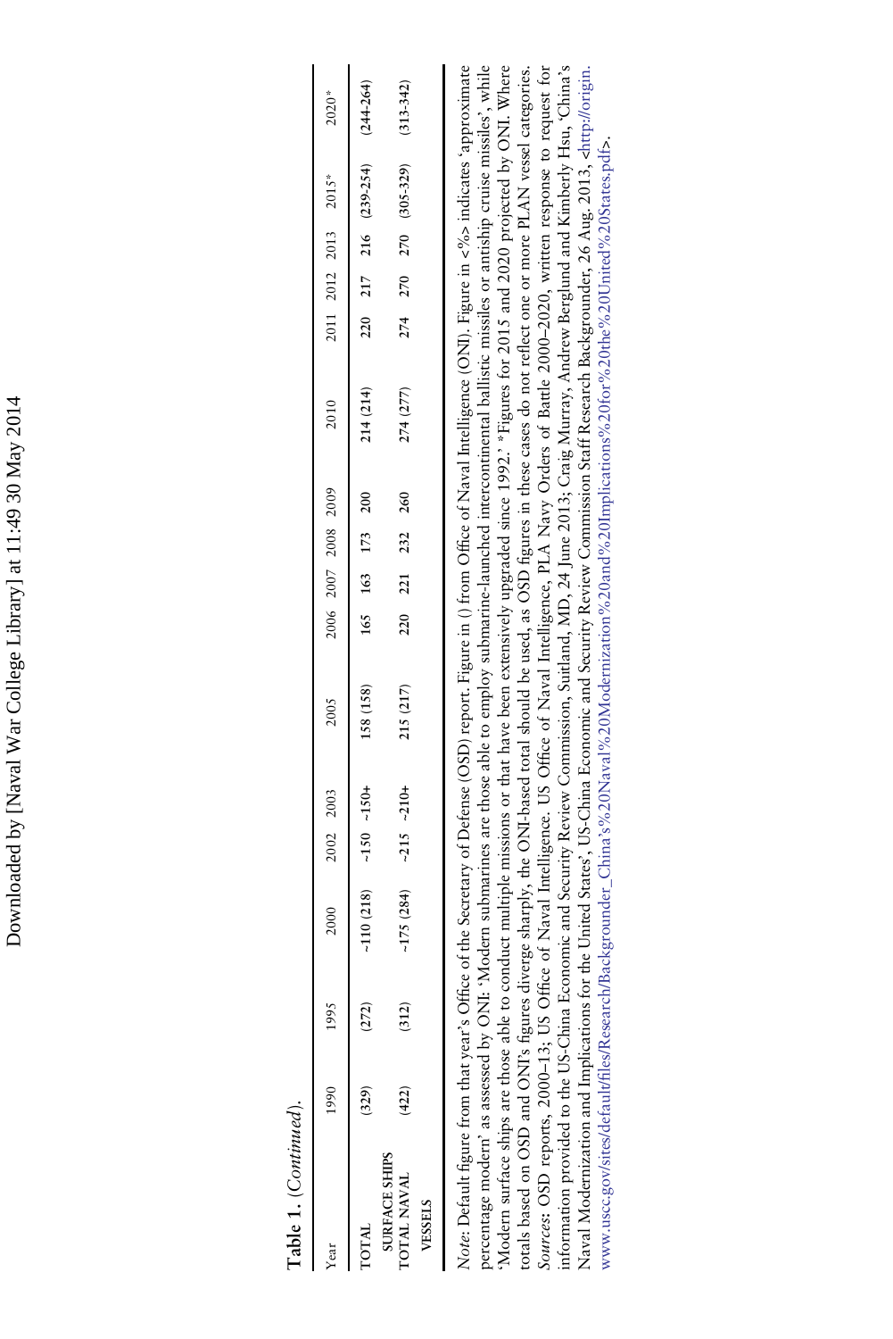**Table 1.** (*Continued*).

| Year | 1990 | 1995 | 2000 | 2002 | 2003 | 2005 | 2006 | 2007 | 2008 | 2009 | 2010 | 2011 | 2012 | 2013 | 2015* | 2020* |
|---|---|---|---|---|---|---|---|---|---|---|---|---|---|---|---|---|
| TOTAL SURFACE SHIPS | (329) | (272) | ~110 (218) | ~150 | ~150+ | 158 (158) | 165 | 163 | 173 | 200 | 214 (214) | 220 | 217 | 216 | (239-254) | (244-264) |
| TOTAL NAVAL VESSELS | (422) | (312) | ~175 (284) | ~215 | ~210+ | 215 (217) | 220 | 221 | 232 | 260 | 274 (277) | 274 | 270 | 270 | (305-329) | (313-342) |

*Note*: Default figure from that year's Office of the Secretary of Defense (OSD) report. Figure in () from Office of Naval Intelligence (ONI). Figure in <%> indicates 'approximate percentage modern' as assessed by ONI: 'Modern submarines are those able to employ submarine-launched intercontinental ballistic missiles or antiship cruise missiles', while 'Modern surface ships are those able to conduct multiple missions or that have been extensively upgraded since 1992.' *Figures for 2015 and 2020 projected by ONI. Where totals based on OSD and ONI's figures diverge sharply, the ONI-based total should be used, as OSD figures in these cases do not reflect one or more PLAN vessel categories.

*Sources*: OSD reports, 2000–13; US Office of Naval Intelligence. US Office of Naval Intelligence, PLA Navy Orders of Battle 2000–2020, written response to request for information provided to the US-China Economic and Security Review Commission, Suitland, MD, 24 June 2013; Craig Murray, Andrew Berglund and Kimberly Hsu, 'China's Naval Modernization and Implications for the United States', US-China Economic and Security Review Commission Staff Research Backgrounder, 26 Aug. 2013, <http://origin.www.uscc.gov/sites/default/files/Research/Backgrounder_China's%20Naval%20Modernization%20and%20Implications%20for%20the%20United%20States.pdf>.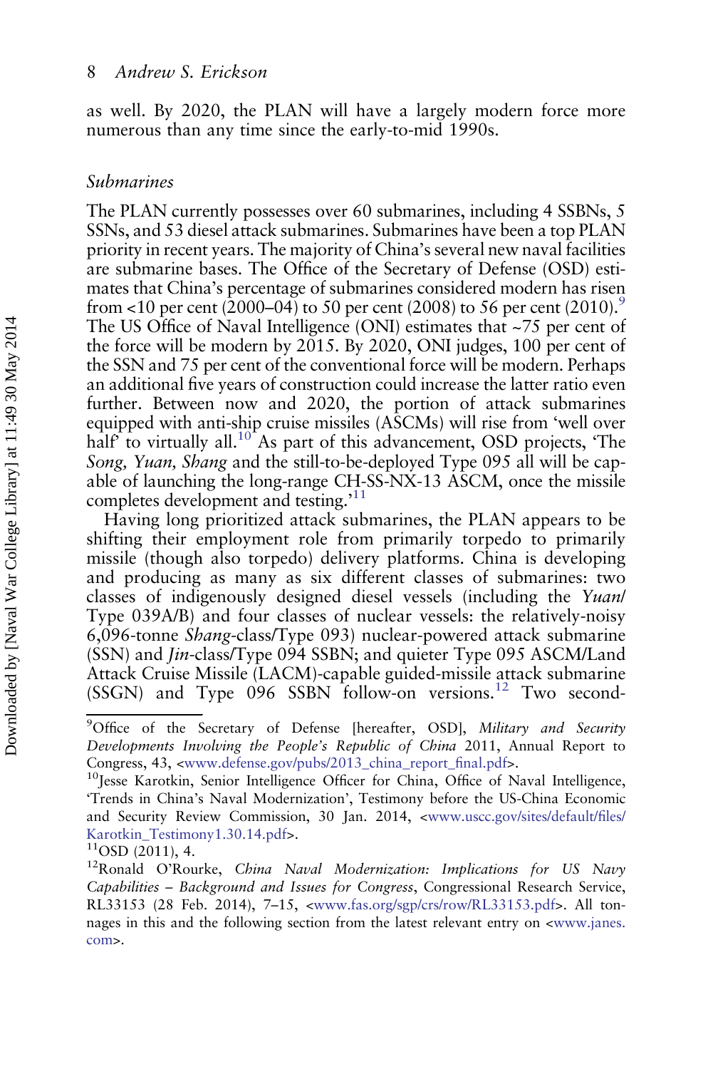as well. By 2020, the PLAN will have a largely modern force more numerous than any time since the early-to-mid 1990s.

### *Submarines*

The PLAN currently possesses over 60 submarines, including 4 SSBNs, 5 SSNs, and 53 diesel attack submarines. Submarines have been a top PLAN priority in recent years. The majority of China's several new naval facilities are submarine bases. The Office of the Secretary of Defense (OSD) estimates that China's percentage of submarines considered modern has risen from <10 per cent (2000–04) to 50 per cent (2008) to 56 per cent (2010).[9] The US Office of Naval Intelligence (ONI) estimates that ~75 per cent of the force will be modern by 2015. By 2020, ONI judges, 100 per cent of the SSN and 75 per cent of the conventional force will be modern. Perhaps an additional five years of construction could increase the latter ratio even further. Between now and 2020, the portion of attack submarines equipped with anti-ship cruise missiles (ASCMs) will rise from 'well over half' to virtually all.[10] As part of this advancement, OSD projects, 'The *Song, Yuan, Shang* and the still-to-be-deployed Type 095 all will be capable of launching the long-range CH-SS-NX-13 ASCM, once the missile completes development and testing.'[11]

Having long prioritized attack submarines, the PLAN appears to be shifting their employment role from primarily torpedo to primarily missile (though also torpedo) delivery platforms. China is developing and producing as many as six different classes of submarines: two classes of indigenously designed diesel vessels (including the *Yuan*/Type 039A/B) and four classes of nuclear vessels: the relatively-noisy 6,096-tonne *Shang*-class/Type 093) nuclear-powered attack submarine (SSN) and *Jin*-class/Type 094 SSBN; and quieter Type 095 ASCM/Land Attack Cruise Missile (LACM)-capable guided-missile attack submarine (SSGN) and Type 096 SSBN follow-on versions.[12] Two second-

---

[9] Office of the Secretary of Defense [hereafter, OSD], *Military and Security Developments Involving the People's Republic of China* 2011, Annual Report to Congress, 43, <www.defense.gov/pubs/2013_china_report_final.pdf>.

[10] Jesse Karotkin, Senior Intelligence Officer for China, Office of Naval Intelligence, 'Trends in China's Naval Modernization', Testimony before the US-China Economic and Security Review Commission, 30 Jan. 2014, <www.uscc.gov/sites/default/files/Karotkin_Testimony1.30.14.pdf>.

[11] OSD (2011), 4.

[12] Ronald O'Rourke, *China Naval Modernization: Implications for US Navy Capabilities – Background and Issues for Congress*, Congressional Research Service, RL33153 (28 Feb. 2014), 7–15, <www.fas.org/sgp/crs/row/RL33153.pdf>. All tonnages in this and the following section from the latest relevant entry on <www.janes.com>.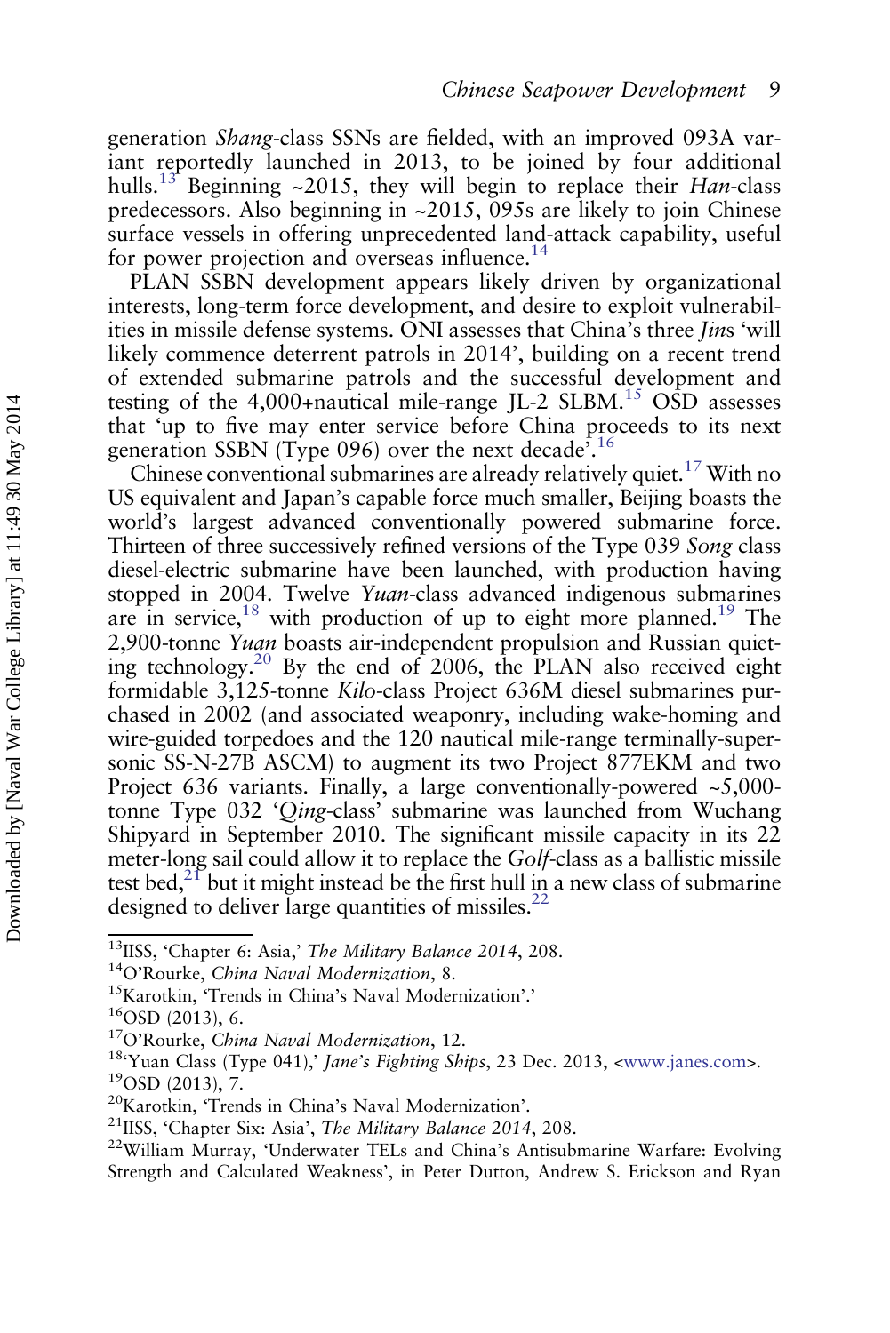generation *Shang*-class SSNs are fielded, with an improved 093A variant reportedly launched in 2013, to be joined by four additional hulls.[13] Beginning ~2015, they will begin to replace their *Han*-class predecessors. Also beginning in ~2015, 095s are likely to join Chinese surface vessels in offering unprecedented land-attack capability, useful for power projection and overseas influence.[14]

PLAN SSBN development appears likely driven by organizational interests, long-term force development, and desire to exploit vulnerabilities in missile defense systems. ONI assesses that China's three *Jin*s 'will likely commence deterrent patrols in 2014', building on a recent trend of extended submarine patrols and the successful development and testing of the 4,000+nautical mile-range JL-2 SLBM.[15] OSD assesses that 'up to five may enter service before China proceeds to its next generation SSBN (Type 096) over the next decade'.[16]

Chinese conventional submarines are already relatively quiet.[17] With no US equivalent and Japan's capable force much smaller, Beijing boasts the world's largest advanced conventionally powered submarine force. Thirteen of three successively refined versions of the Type 039 *Song* class diesel-electric submarine have been launched, with production having stopped in 2004. Twelve *Yuan*-class advanced indigenous submarines are in service,[18] with production of up to eight more planned.[19] The 2,900-tonne *Yuan* boasts air-independent propulsion and Russian quieting technology.[20] By the end of 2006, the PLAN also received eight formidable 3,125-tonne *Kilo*-class Project 636M diesel submarines purchased in 2002 (and associated weaponry, including wake-homing and wire-guided torpedoes and the 120 nautical mile-range terminally-supersonic SS-N-27B ASCM) to augment its two Project 877EKM and two Project 636 variants. Finally, a large conventionally-powered ~5,000-tonne Type 032 '*Qing*-class' submarine was launched from Wuchang Shipyard in September 2010. The significant missile capacity in its 22 meter-long sail could allow it to replace the *Golf*-class as a ballistic missile test bed,[21] but it might instead be the first hull in a new class of submarine designed to deliver large quantities of missiles.[22]

---

[13] IISS, 'Chapter 6: Asia,' *The Military Balance 2014*, 208.

[14] O'Rourke, *China Naval Modernization*, 8.

[15] Karotkin, 'Trends in China's Naval Modernization'.'

[16] OSD (2013), 6.

[17] O'Rourke, *China Naval Modernization*, 12.

[18] 'Yuan Class (Type 041),' *Jane's Fighting Ships*, 23 Dec. 2013, <www.janes.com>.

[19] OSD (2013), 7.

[20] Karotkin, 'Trends in China's Naval Modernization'.

[21] IISS, 'Chapter Six: Asia', *The Military Balance 2014*, 208.

[22] William Murray, 'Underwater TELs and China's Antisubmarine Warfare: Evolving Strength and Calculated Weakness', in Peter Dutton, Andrew S. Erickson and Ryan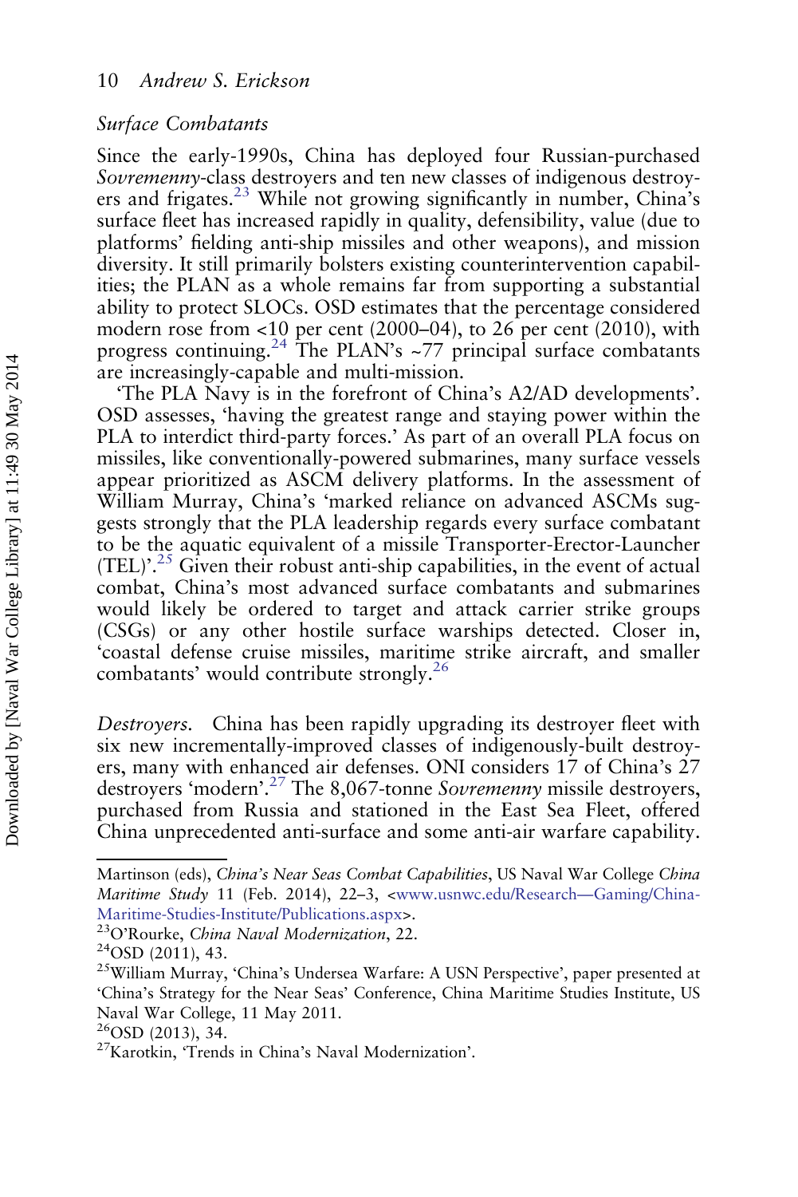### *Surface Combatants*

Since the early-1990s, China has deployed four Russian-purchased *Sovremenny*-class destroyers and ten new classes of indigenous destroyers and frigates.[23] While not growing significantly in number, China's surface fleet has increased rapidly in quality, defensibility, value (due to platforms' fielding anti-ship missiles and other weapons), and mission diversity. It still primarily bolsters existing counterintervention capabilities; the PLAN as a whole remains far from supporting a substantial ability to protect SLOCs. OSD estimates that the percentage considered modern rose from <10 per cent (2000–04), to 26 per cent (2010), with progress continuing.[24] The PLAN's ~77 principal surface combatants are increasingly-capable and multi-mission.

'The PLA Navy is in the forefront of China's A2/AD developments'. OSD assesses, 'having the greatest range and staying power within the PLA to interdict third-party forces.' As part of an overall PLA focus on missiles, like conventionally-powered submarines, many surface vessels appear prioritized as ASCM delivery platforms. In the assessment of William Murray, China's 'marked reliance on advanced ASCMs suggests strongly that the PLA leadership regards every surface combatant to be the aquatic equivalent of a missile Transporter-Erector-Launcher (TEL)'.[25] Given their robust anti-ship capabilities, in the event of actual combat, China's most advanced surface combatants and submarines would likely be ordered to target and attack carrier strike groups (CSGs) or any other hostile surface warships detected. Closer in, 'coastal defense cruise missiles, maritime strike aircraft, and smaller combatants' would contribute strongly.[26]

*Destroyers.* China has been rapidly upgrading its destroyer fleet with six new incrementally-improved classes of indigenously-built destroyers, many with enhanced air defenses. ONI considers 17 of China's 27 destroyers 'modern'.[27] The 8,067-tonne *Sovremenny* missile destroyers, purchased from Russia and stationed in the East Sea Fleet, offered China unprecedented anti-surface and some anti-air warfare capability.

---

Martinson (eds), *China's Near Seas Combat Capabilities*, US Naval War College *China Maritime Study* 11 (Feb. 2014), 22–3, <www.usnwc.edu/Research—Gaming/China-Maritime-Studies-Institute/Publications.aspx>.

[23] O'Rourke, *China Naval Modernization*, 22.

[24] OSD (2011), 43.

[25] William Murray, 'China's Undersea Warfare: A USN Perspective', paper presented at 'China's Strategy for the Near Seas' Conference, China Maritime Studies Institute, US Naval War College, 11 May 2011.

[26] OSD (2013), 34.

[27] Karotkin, 'Trends in China's Naval Modernization'.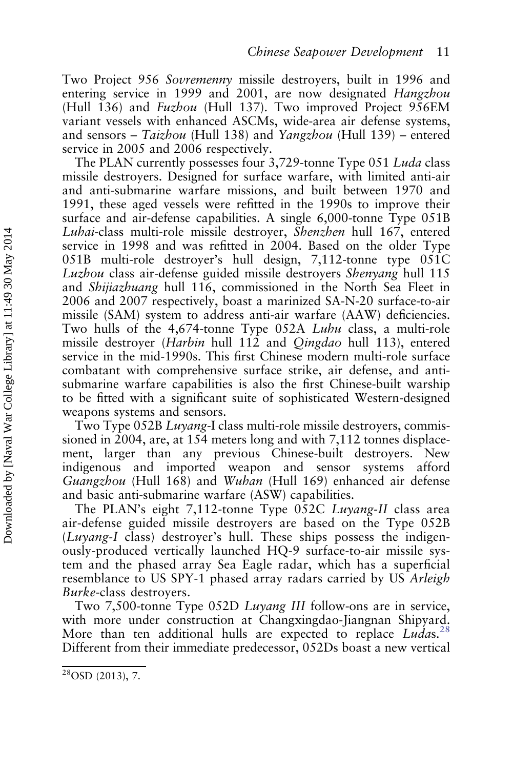Two Project 956 *Sovremenny* missile destroyers, built in 1996 and entering service in 1999 and 2001, are now designated *Hangzhou* (Hull 136) and *Fuzhou* (Hull 137). Two improved Project 956EM variant vessels with enhanced ASCMs, wide-area air defense systems, and sensors – *Taizhou* (Hull 138) and *Yangzhou* (Hull 139) – entered service in 2005 and 2006 respectively.

The PLAN currently possesses four 3,729-tonne Type 051 *Luda* class missile destroyers. Designed for surface warfare, with limited anti-air and anti-submarine warfare missions, and built between 1970 and 1991, these aged vessels were refitted in the 1990s to improve their surface and air-defense capabilities. A single 6,000-tonne Type 051B *Luhai*-class multi-role missile destroyer, *Shenzhen* hull 167, entered service in 1998 and was refitted in 2004. Based on the older Type 051B multi-role destroyer's hull design, 7,112-tonne type 051C *Luzhou* class air-defense guided missile destroyers *Shenyang* hull 115 and *Shijiazhuang* hull 116, commissioned in the North Sea Fleet in 2006 and 2007 respectively, boast a marinized SA-N-20 surface-to-air missile (SAM) system to address anti-air warfare (AAW) deficiencies. Two hulls of the 4,674-tonne Type 052A *Luhu* class, a multi-role missile destroyer (*Harbin* hull 112 and *Qingdao* hull 113), entered service in the mid-1990s. This first Chinese modern multi-role surface combatant with comprehensive surface strike, air defense, and anti-submarine warfare capabilities is also the first Chinese-built warship to be fitted with a significant suite of sophisticated Western-designed weapons systems and sensors.

Two Type 052B *Luyang*-I class multi-role missile destroyers, commissioned in 2004, are, at 154 meters long and with 7,112 tonnes displacement, larger than any previous Chinese-built destroyers. New indigenous and imported weapon and sensor systems afford *Guangzhou* (Hull 168) and *Wuhan* (Hull 169) enhanced air defense and basic anti-submarine warfare (ASW) capabilities.

The PLAN's eight 7,112-tonne Type 052C *Luyang-II* class area air-defense guided missile destroyers are based on the Type 052B (*Luyang-I* class) destroyer's hull. These ships possess the indigenously-produced vertically launched HQ-9 surface-to-air missile system and the phased array Sea Eagle radar, which has a superficial resemblance to US SPY-1 phased array radars carried by US *Arleigh Burke*-class destroyers.

Two 7,500-tonne Type 052D *Luyang III* follow-ons are in service, with more under construction at Changxingdao-Jiangnan Shipyard. More than ten additional hulls are expected to replace *Luda*s.[28] Different from their immediate predecessor, 052Ds boast a new vertical

[28] OSD (2013), 7.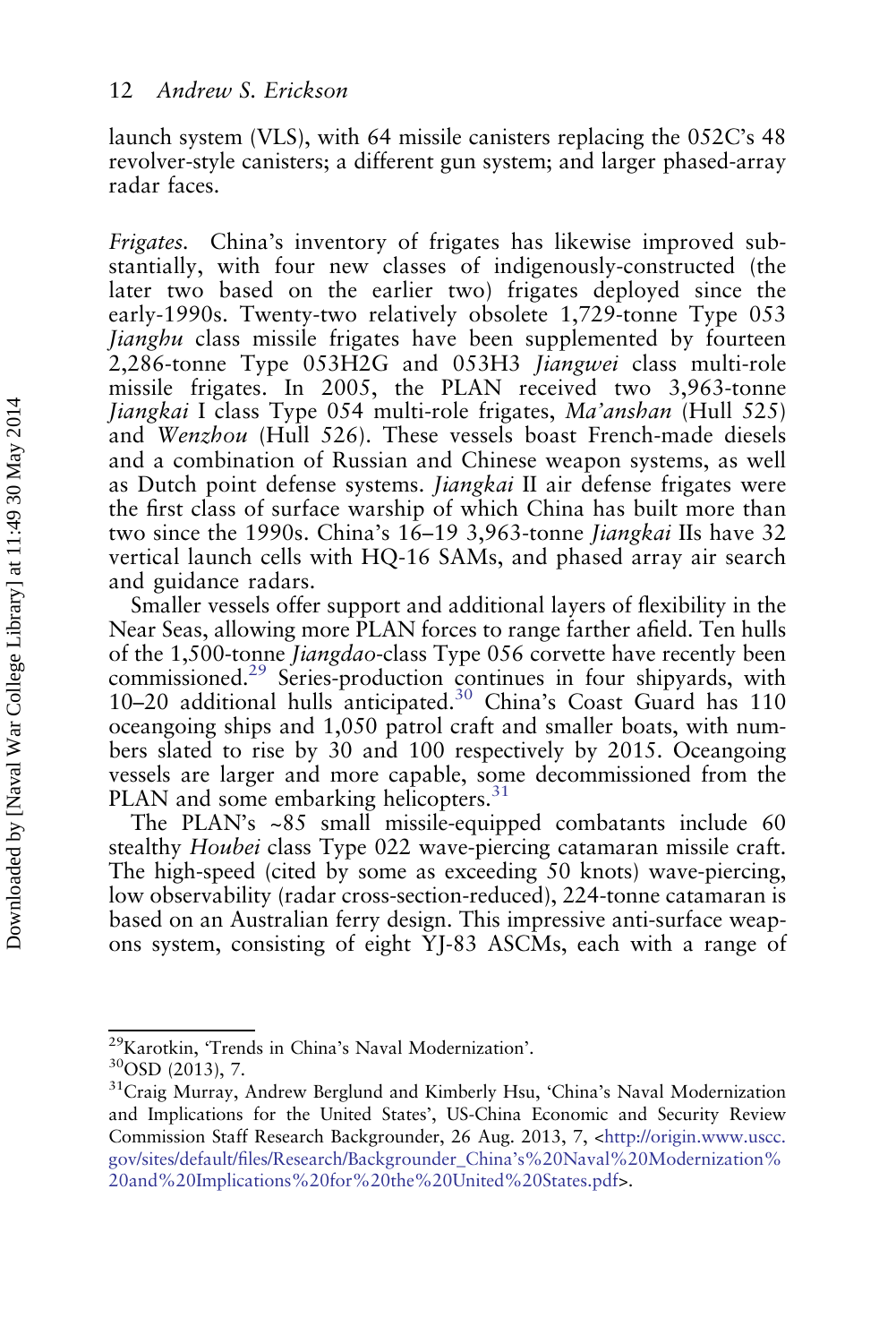launch system (VLS), with 64 missile canisters replacing the 052C's 48 revolver-style canisters; a different gun system; and larger phased-array radar faces.

*Frigates*. China's inventory of frigates has likewise improved substantially, with four new classes of indigenously-constructed (the later two based on the earlier two) frigates deployed since the early-1990s. Twenty-two relatively obsolete 1,729-tonne Type 053 *Jianghu* class missile frigates have been supplemented by fourteen 2,286-tonne Type 053H2G and 053H3 *Jiangwei* class multi-role missile frigates. In 2005, the PLAN received two 3,963-tonne *Jiangkai* I class Type 054 multi-role frigates, *Ma'anshan* (Hull 525) and *Wenzhou* (Hull 526). These vessels boast French-made diesels and a combination of Russian and Chinese weapon systems, as well as Dutch point defense systems. *Jiangkai* II air defense frigates were the first class of surface warship of which China has built more than two since the 1990s. China's 16–19 3,963-tonne *Jiangkai* IIs have 32 vertical launch cells with HQ-16 SAMs, and phased array air search and guidance radars.

Smaller vessels offer support and additional layers of flexibility in the Near Seas, allowing more PLAN forces to range farther afield. Ten hulls of the 1,500-tonne *Jiangdao*-class Type 056 corvette have recently been commissioned.[29] Series-production continues in four shipyards, with 10–20 additional hulls anticipated.[30] China's Coast Guard has 110 oceangoing ships and 1,050 patrol craft and smaller boats, with numbers slated to rise by 30 and 100 respectively by 2015. Oceangoing vessels are larger and more capable, some decommissioned from the PLAN and some embarking helicopters.[31]

The PLAN's ~85 small missile-equipped combatants include 60 stealthy *Houbei* class Type 022 wave-piercing catamaran missile craft. The high-speed (cited by some as exceeding 50 knots) wave-piercing, low observability (radar cross-section-reduced), 224-tonne catamaran is based on an Australian ferry design. This impressive anti-surface weapons system, consisting of eight YJ-83 ASCMs, each with a range of

---

[29] Karotkin, 'Trends in China's Naval Modernization'.

[30] OSD (2013), 7.

[31] Craig Murray, Andrew Berglund and Kimberly Hsu, 'China's Naval Modernization and Implications for the United States', US-China Economic and Security Review Commission Staff Research Backgrounder, 26 Aug. 2013, 7, <http://origin.www.uscc.gov/sites/default/files/Research/Backgrounder_China's%20Naval%20Modernization%20and%20Implications%20for%20the%20United%20States.pdf>.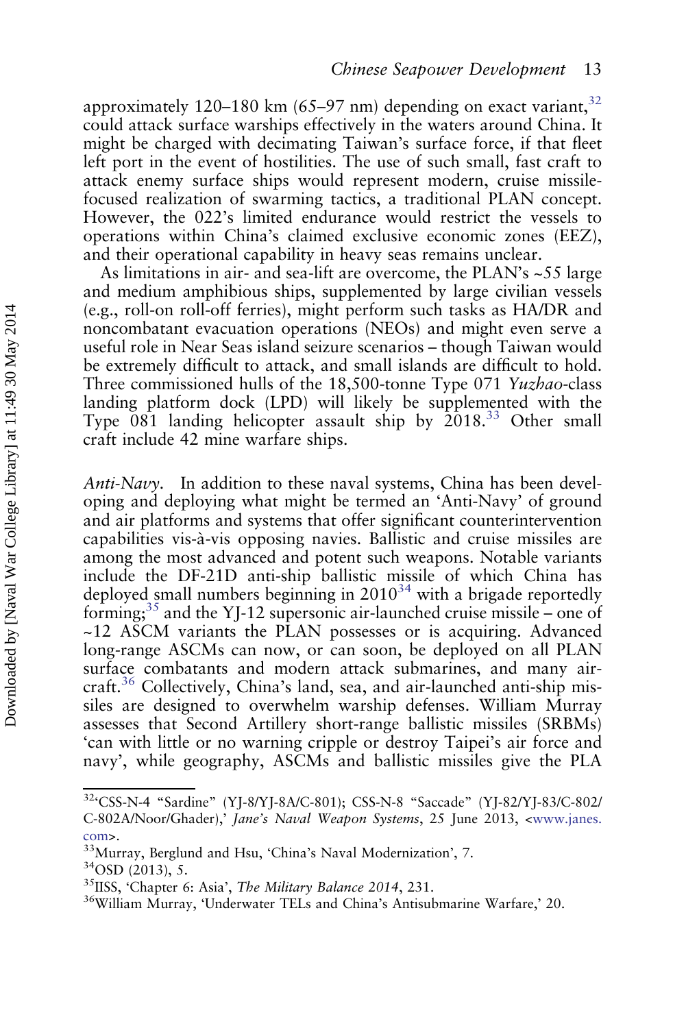approximately 120–180 km (65–97 nm) depending on exact variant,[32] could attack surface warships effectively in the waters around China. It might be charged with decimating Taiwan's surface force, if that fleet left port in the event of hostilities. The use of such small, fast craft to attack enemy surface ships would represent modern, cruise missile-focused realization of swarming tactics, a traditional PLAN concept. However, the 022's limited endurance would restrict the vessels to operations within China's claimed exclusive economic zones (EEZ), and their operational capability in heavy seas remains unclear.

As limitations in air- and sea-lift are overcome, the PLAN's ~55 large and medium amphibious ships, supplemented by large civilian vessels (e.g., roll-on roll-off ferries), might perform such tasks as HA/DR and noncombatant evacuation operations (NEOs) and might even serve a useful role in Near Seas island seizure scenarios – though Taiwan would be extremely difficult to attack, and small islands are difficult to hold. Three commissioned hulls of the 18,500-tonne Type 071 *Yuzhao*-class landing platform dock (LPD) will likely be supplemented with the Type 081 landing helicopter assault ship by 2018.[33] Other small craft include 42 mine warfare ships.

*Anti-Navy*. In addition to these naval systems, China has been developing and deploying what might be termed an 'Anti-Navy' of ground and air platforms and systems that offer significant counterintervention capabilities vis-à-vis opposing navies. Ballistic and cruise missiles are among the most advanced and potent such weapons. Notable variants include the DF-21D anti-ship ballistic missile of which China has deployed small numbers beginning in 2010[34] with a brigade reportedly forming;[35] and the YJ-12 supersonic air-launched cruise missile – one of ~12 ASCM variants the PLAN possesses or is acquiring. Advanced long-range ASCMs can now, or can soon, be deployed on all PLAN surface combatants and modern attack submarines, and many aircraft.[36] Collectively, China's land, sea, and air-launched anti-ship missiles are designed to overwhelm warship defenses. William Murray assesses that Second Artillery short-range ballistic missiles (SRBMs) 'can with little or no warning cripple or destroy Taipei's air force and navy', while geography, ASCMs and ballistic missiles give the PLA

---

[32]'CSS-N-4 "Sardine" (YJ-8/YJ-8A/C-801); CSS-N-8 "Saccade" (YJ-82/YJ-83/C-802/C-802A/Noor/Ghader),' *Jane's Naval Weapon Systems*, 25 June 2013, <www.janes.com>.

[33]Murray, Berglund and Hsu, 'China's Naval Modernization', 7.

[34]OSD (2013), 5.

[35]IISS, 'Chapter 6: Asia', *The Military Balance 2014*, 231.

[36]William Murray, 'Underwater TELs and China's Antisubmarine Warfare,' 20.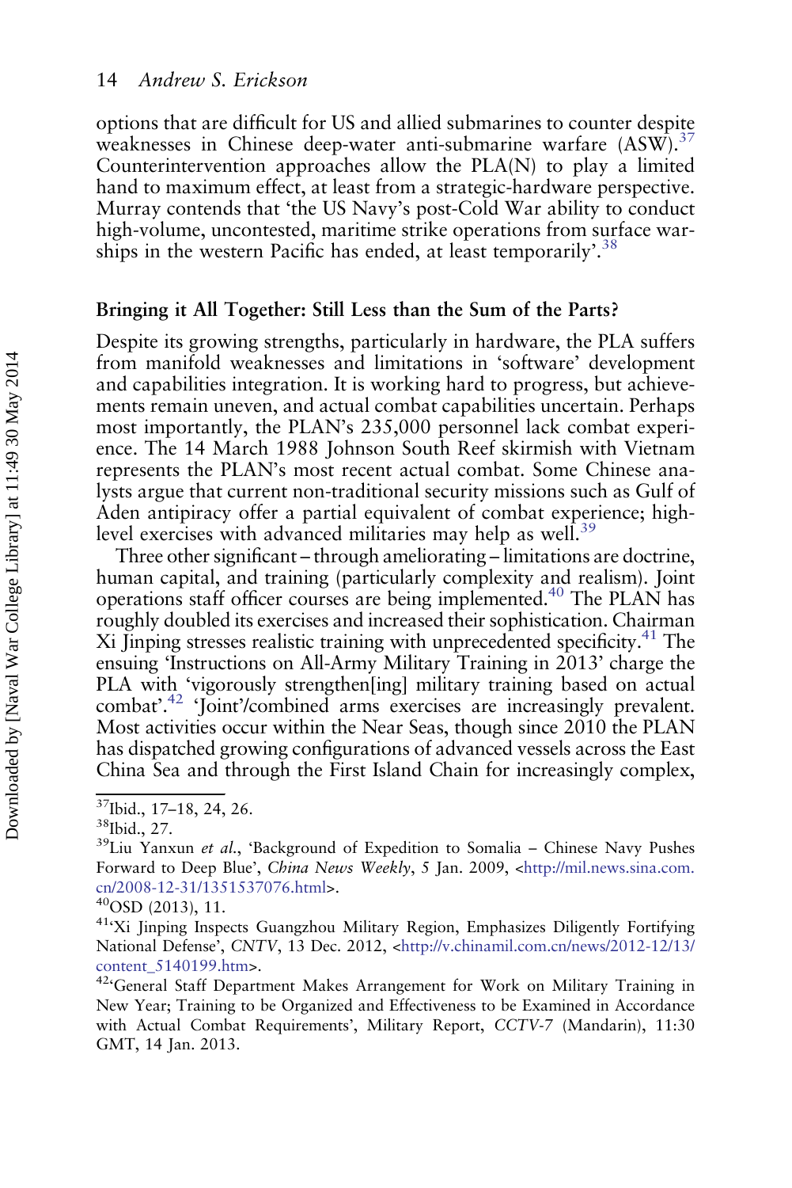options that are difficult for US and allied submarines to counter despite weaknesses in Chinese deep-water anti-submarine warfare (ASW).[37] Counterintervention approaches allow the PLA(N) to play a limited hand to maximum effect, at least from a strategic-hardware perspective. Murray contends that 'the US Navy's post-Cold War ability to conduct high-volume, uncontested, maritime strike operations from surface warships in the western Pacific has ended, at least temporarily'.[38]

## Bringing it All Together: Still Less than the Sum of the Parts?

Despite its growing strengths, particularly in hardware, the PLA suffers from manifold weaknesses and limitations in 'software' development and capabilities integration. It is working hard to progress, but achievements remain uneven, and actual combat capabilities uncertain. Perhaps most importantly, the PLAN's 235,000 personnel lack combat experience. The 14 March 1988 Johnson South Reef skirmish with Vietnam represents the PLAN's most recent actual combat. Some Chinese analysts argue that current non-traditional security missions such as Gulf of Aden antipiracy offer a partial equivalent of combat experience; high-level exercises with advanced militaries may help as well.[39]

Three other significant – through ameliorating – limitations are doctrine, human capital, and training (particularly complexity and realism). Joint operations staff officer courses are being implemented.[40] The PLAN has roughly doubled its exercises and increased their sophistication. Chairman Xi Jinping stresses realistic training with unprecedented specificity.[41] The ensuing 'Instructions on All-Army Military Training in 2013' charge the PLA with 'vigorously strengthen[ing] military training based on actual combat'.[42] 'Joint'/combined arms exercises are increasingly prevalent. Most activities occur within the Near Seas, though since 2010 the PLAN has dispatched growing configurations of advanced vessels across the East China Sea and through the First Island Chain for increasingly complex,

---

[37] Ibid., 17–18, 24, 26.

[38] Ibid., 27.

[39] Liu Yanxun *et al.*, 'Background of Expedition to Somalia – Chinese Navy Pushes Forward to Deep Blue', *China News Weekly*, 5 Jan. 2009, <http://mil.news.sina.com.cn/2008-12-31/1351537076.html>.

[40] OSD (2013), 11.

[41] 'Xi Jinping Inspects Guangzhou Military Region, Emphasizes Diligently Fortifying National Defense', *CNTV*, 13 Dec. 2012, <http://v.chinamil.com.cn/news/2012-12/13/content_5140199.htm>.

[42] 'General Staff Department Makes Arrangement for Work on Military Training in New Year; Training to be Organized and Effectiveness to be Examined in Accordance with Actual Combat Requirements', Military Report, *CCTV-7* (Mandarin), 11:30 GMT, 14 Jan. 2013.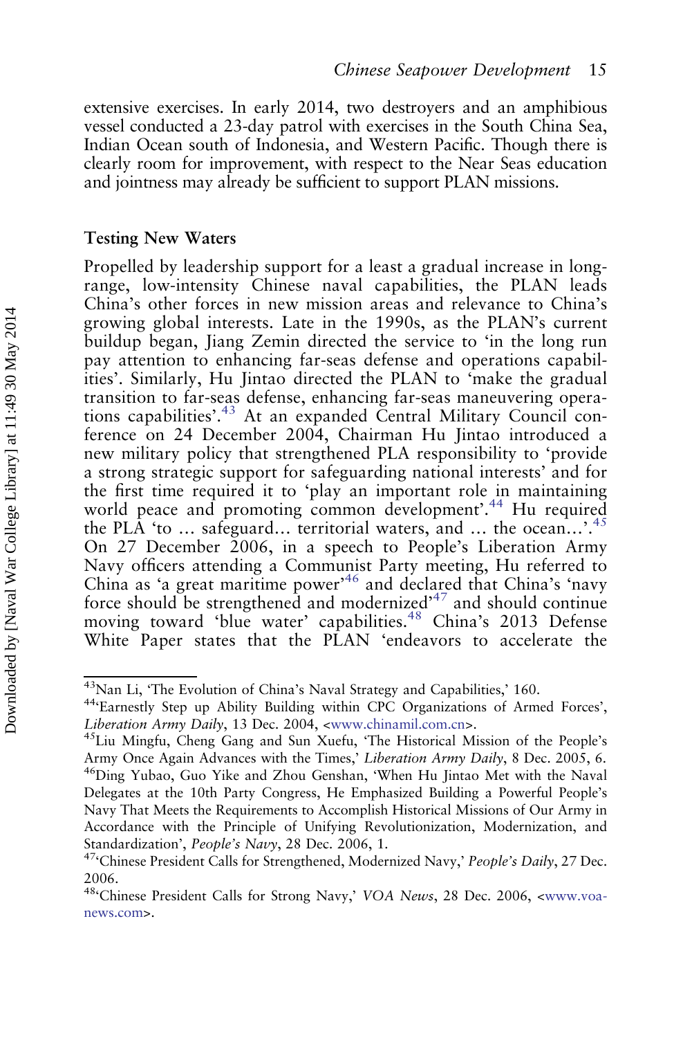extensive exercises. In early 2014, two destroyers and an amphibious vessel conducted a 23-day patrol with exercises in the South China Sea, Indian Ocean south of Indonesia, and Western Pacific. Though there is clearly room for improvement, with respect to the Near Seas education and jointness may already be sufficient to support PLAN missions.

## Testing New Waters

Propelled by leadership support for a least a gradual increase in long-range, low-intensity Chinese naval capabilities, the PLAN leads China's other forces in new mission areas and relevance to China's growing global interests. Late in the 1990s, as the PLAN's current buildup began, Jiang Zemin directed the service to 'in the long run pay attention to enhancing far-seas defense and operations capabilities'. Similarly, Hu Jintao directed the PLAN to 'make the gradual transition to far-seas defense, enhancing far-seas maneuvering operations capabilities'.[43] At an expanded Central Military Council conference on 24 December 2004, Chairman Hu Jintao introduced a new military policy that strengthened PLA responsibility to 'provide a strong strategic support for safeguarding national interests' and for the first time required it to 'play an important role in maintaining world peace and promoting common development'.[44] Hu required the PLA 'to … safeguard… territorial waters, and … the ocean…'.[45] On 27 December 2006, in a speech to People's Liberation Army Navy officers attending a Communist Party meeting, Hu referred to China as 'a great maritime power'[46] and declared that China's 'navy force should be strengthened and modernized'[47] and should continue moving toward 'blue water' capabilities.[48] China's 2013 Defense White Paper states that the PLAN 'endeavors to accelerate the

---

[43]Nan Li, 'The Evolution of China's Naval Strategy and Capabilities,' 160.

[44]'Earnestly Step up Ability Building within CPC Organizations of Armed Forces', *Liberation Army Daily*, 13 Dec. 2004, <www.chinamil.com.cn>.

[45]Liu Mingfu, Cheng Gang and Sun Xuefu, 'The Historical Mission of the People's Army Once Again Advances with the Times,' *Liberation Army Daily*, 8 Dec. 2005, 6.

[46]Ding Yubao, Guo Yike and Zhou Genshan, 'When Hu Jintao Met with the Naval Delegates at the 10th Party Congress, He Emphasized Building a Powerful People's Navy That Meets the Requirements to Accomplish Historical Missions of Our Army in Accordance with the Principle of Unifying Revolutionization, Modernization, and Standardization', *People's Navy*, 28 Dec. 2006, 1.

[47]'Chinese President Calls for Strengthened, Modernized Navy,' *People's Daily*, 27 Dec. 2006.

[48]'Chinese President Calls for Strong Navy,' *VOA News*, 28 Dec. 2006, <www.voanews.com>.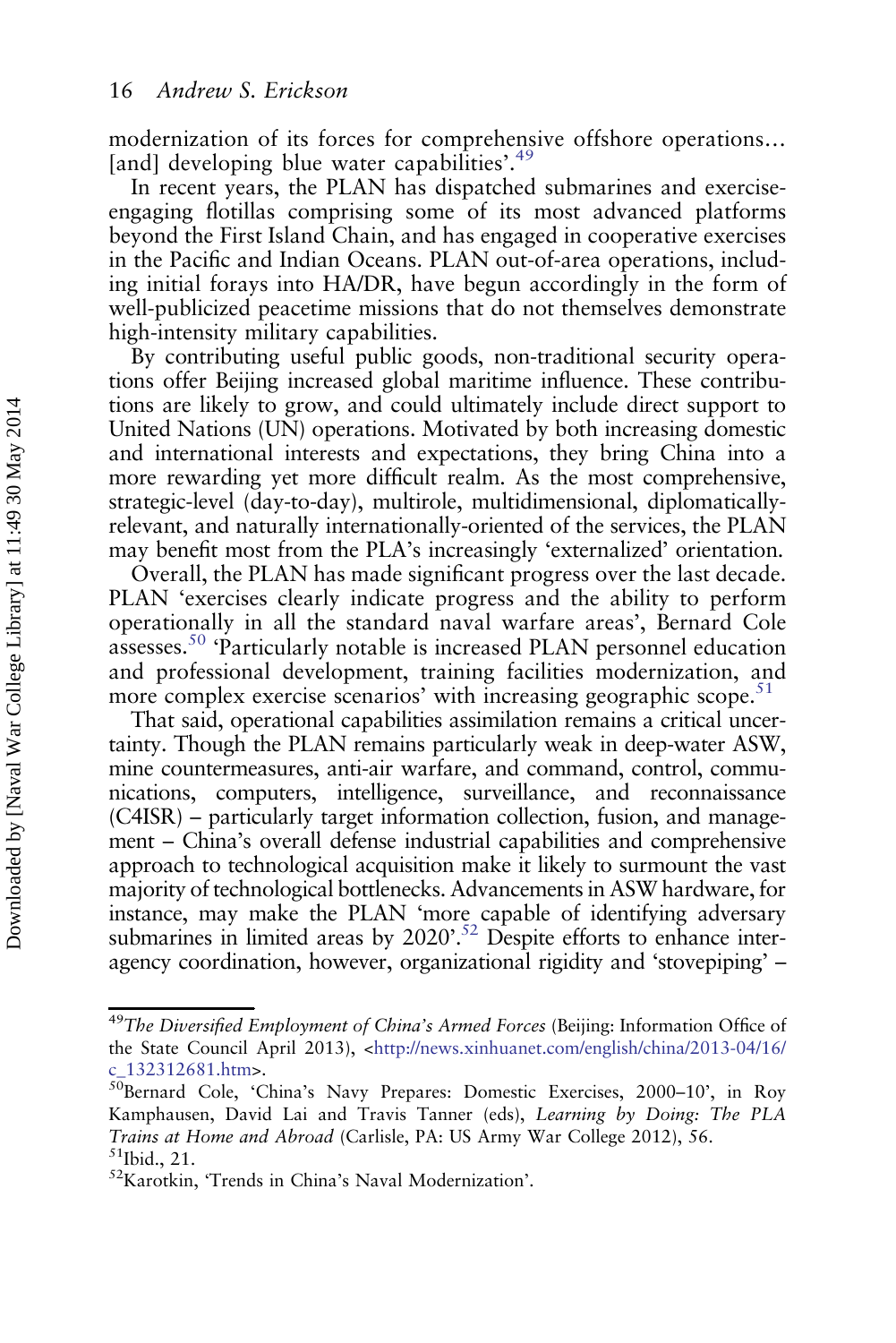modernization of its forces for comprehensive offshore operations… [and] developing blue water capabilities'.[49]

In recent years, the PLAN has dispatched submarines and exercise-engaging flotillas comprising some of its most advanced platforms beyond the First Island Chain, and has engaged in cooperative exercises in the Pacific and Indian Oceans. PLAN out-of-area operations, including initial forays into HA/DR, have begun accordingly in the form of well-publicized peacetime missions that do not themselves demonstrate high-intensity military capabilities.

By contributing useful public goods, non-traditional security operations offer Beijing increased global maritime influence. These contributions are likely to grow, and could ultimately include direct support to United Nations (UN) operations. Motivated by both increasing domestic and international interests and expectations, they bring China into a more rewarding yet more difficult realm. As the most comprehensive, strategic-level (day-to-day), multirole, multidimensional, diplomatically-relevant, and naturally internationally-oriented of the services, the PLAN may benefit most from the PLA's increasingly 'externalized' orientation.

Overall, the PLAN has made significant progress over the last decade. PLAN 'exercises clearly indicate progress and the ability to perform operationally in all the standard naval warfare areas', Bernard Cole assesses.[50] 'Particularly notable is increased PLAN personnel education and professional development, training facilities modernization, and more complex exercise scenarios' with increasing geographic scope.[51]

That said, operational capabilities assimilation remains a critical uncertainty. Though the PLAN remains particularly weak in deep-water ASW, mine countermeasures, anti-air warfare, and command, control, communications, computers, intelligence, surveillance, and reconnaissance (C4ISR) – particularly target information collection, fusion, and management – China's overall defense industrial capabilities and comprehensive approach to technological acquisition make it likely to surmount the vast majority of technological bottlenecks. Advancements in ASW hardware, for instance, may make the PLAN 'more capable of identifying adversary submarines in limited areas by 2020'.[52] Despite efforts to enhance interagency coordination, however, organizational rigidity and 'stovepiping' –

---

[49] *The Diversified Employment of China's Armed Forces* (Beijing: Information Office of the State Council April 2013), <http://news.xinhuanet.com/english/china/2013-04/16/c_132312681.htm>.

[50] Bernard Cole, 'China's Navy Prepares: Domestic Exercises, 2000–10', in Roy Kamphausen, David Lai and Travis Tanner (eds), *Learning by Doing: The PLA Trains at Home and Abroad* (Carlisle, PA: US Army War College 2012), 56.

[51] Ibid., 21.

[52] Karotkin, 'Trends in China's Naval Modernization'.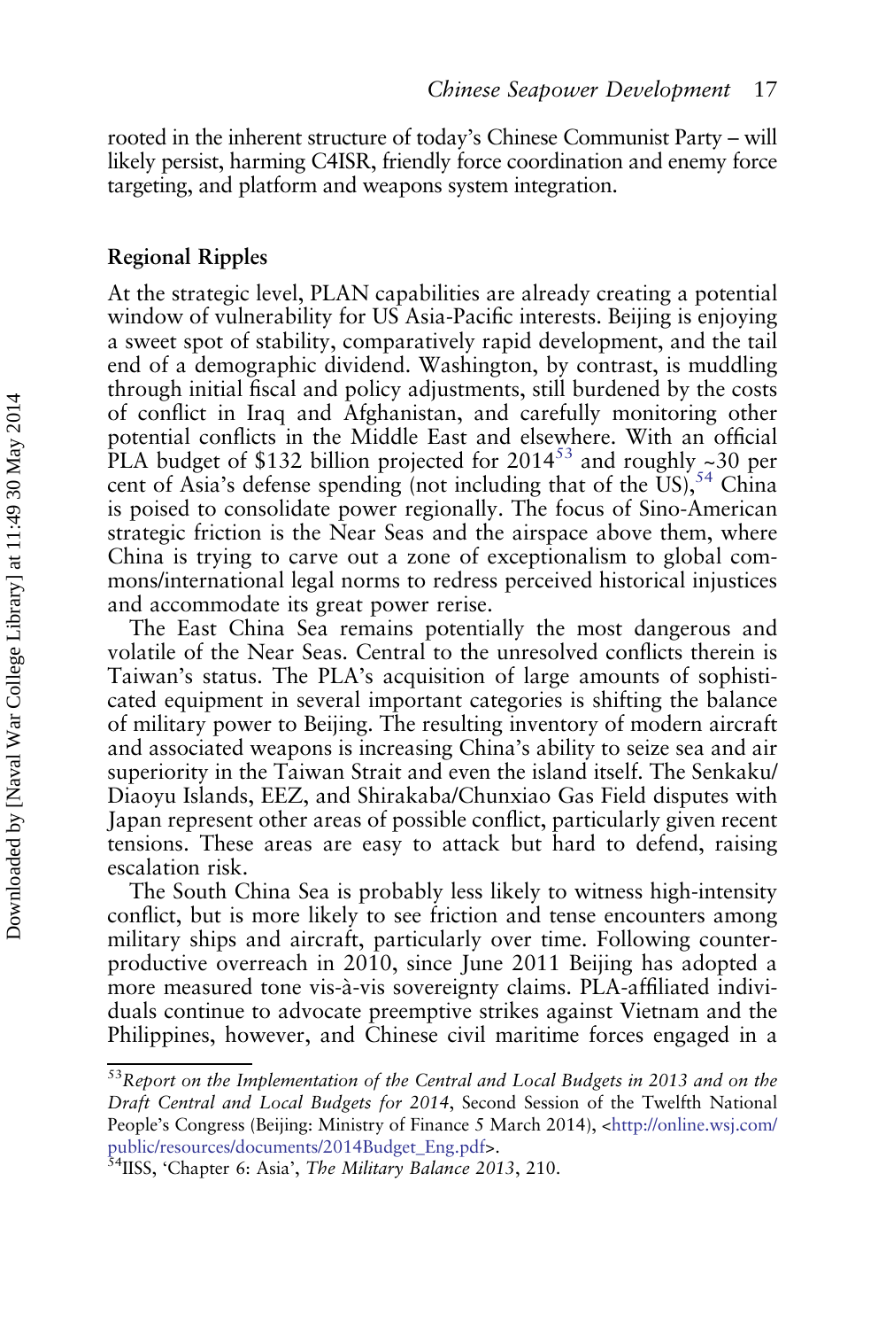rooted in the inherent structure of today's Chinese Communist Party – will likely persist, harming C4ISR, friendly force coordination and enemy force targeting, and platform and weapons system integration.

## Regional Ripples

At the strategic level, PLAN capabilities are already creating a potential window of vulnerability for US Asia-Pacific interests. Beijing is enjoying a sweet spot of stability, comparatively rapid development, and the tail end of a demographic dividend. Washington, by contrast, is muddling through initial fiscal and policy adjustments, still burdened by the costs of conflict in Iraq and Afghanistan, and carefully monitoring other potential conflicts in the Middle East and elsewhere. With an official PLA budget of $132 billion projected for 2014[53] and roughly ~30 per cent of Asia's defense spending (not including that of the US),[54] China is poised to consolidate power regionally. The focus of Sino-American strategic friction is the Near Seas and the airspace above them, where China is trying to carve out a zone of exceptionalism to global commons/international legal norms to redress perceived historical injustices and accommodate its great power rerise.

The East China Sea remains potentially the most dangerous and volatile of the Near Seas. Central to the unresolved conflicts therein is Taiwan's status. The PLA's acquisition of large amounts of sophisticated equipment in several important categories is shifting the balance of military power to Beijing. The resulting inventory of modern aircraft and associated weapons is increasing China's ability to seize sea and air superiority in the Taiwan Strait and even the island itself. The Senkaku/Diaoyu Islands, EEZ, and Shirakaba/Chunxiao Gas Field disputes with Japan represent other areas of possible conflict, particularly given recent tensions. These areas are easy to attack but hard to defend, raising escalation risk.

The South China Sea is probably less likely to witness high-intensity conflict, but is more likely to see friction and tense encounters among military ships and aircraft, particularly over time. Following counterproductive overreach in 2010, since June 2011 Beijing has adopted a more measured tone vis-à-vis sovereignty claims. PLA-affiliated individuals continue to advocate preemptive strikes against Vietnam and the Philippines, however, and Chinese civil maritime forces engaged in a

---

[53] *Report on the Implementation of the Central and Local Budgets in 2013 and on the Draft Central and Local Budgets for 2014*, Second Session of the Twelfth National People's Congress (Beijing: Ministry of Finance 5 March 2014), <http://online.wsj.com/public/resources/documents/2014Budget_Eng.pdf>.

[54] IISS, 'Chapter 6: Asia', *The Military Balance 2013*, 210.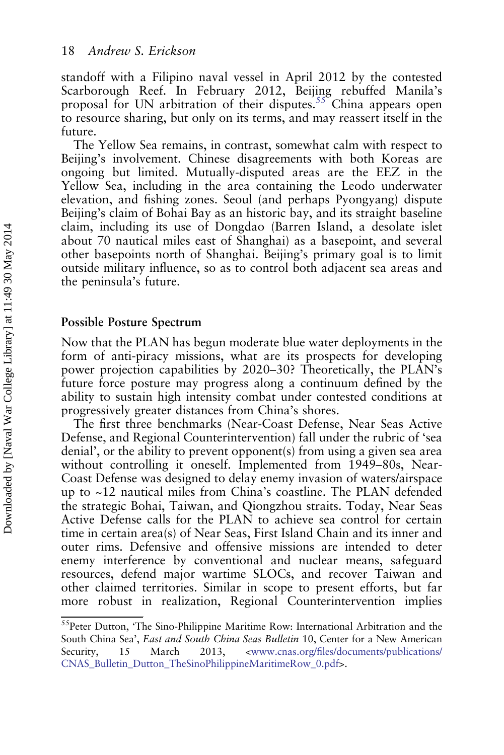standoff with a Filipino naval vessel in April 2012 by the contested Scarborough Reef. In February 2012, Beijing rebuffed Manila's proposal for UN arbitration of their disputes.[55] China appears open to resource sharing, but only on its terms, and may reassert itself in the future.

The Yellow Sea remains, in contrast, somewhat calm with respect to Beijing's involvement. Chinese disagreements with both Koreas are ongoing but limited. Mutually-disputed areas are the EEZ in the Yellow Sea, including in the area containing the Leodo underwater elevation, and fishing zones. Seoul (and perhaps Pyongyang) dispute Beijing's claim of Bohai Bay as an historic bay, and its straight baseline claim, including its use of Dongdao (Barren Island, a desolate islet about 70 nautical miles east of Shanghai) as a basepoint, and several other basepoints north of Shanghai. Beijing's primary goal is to limit outside military influence, so as to control both adjacent sea areas and the peninsula's future.

## Possible Posture Spectrum

Now that the PLAN has begun moderate blue water deployments in the form of anti-piracy missions, what are its prospects for developing power projection capabilities by 2020–30? Theoretically, the PLAN's future force posture may progress along a continuum defined by the ability to sustain high intensity combat under contested conditions at progressively greater distances from China's shores.

The first three benchmarks (Near-Coast Defense, Near Seas Active Defense, and Regional Counterintervention) fall under the rubric of 'sea denial', or the ability to prevent opponent(s) from using a given sea area without controlling it oneself. Implemented from 1949–80s, Near-Coast Defense was designed to delay enemy invasion of waters/airspace up to ~12 nautical miles from China's coastline. The PLAN defended the strategic Bohai, Taiwan, and Qiongzhou straits. Today, Near Seas Active Defense calls for the PLAN to achieve sea control for certain time in certain area(s) of Near Seas, First Island Chain and its inner and outer rims. Defensive and offensive missions are intended to deter enemy interference by conventional and nuclear means, safeguard resources, defend major wartime SLOCs, and recover Taiwan and other claimed territories. Similar in scope to present efforts, but far more robust in realization, Regional Counterintervention implies

---

[55] Peter Dutton, 'The Sino-Philippine Maritime Row: International Arbitration and the South China Sea', *East and South China Seas Bulletin* 10, Center for a New American Security, 15 March 2013, <www.cnas.org/files/documents/publications/CNAS_Bulletin_Dutton_TheSinoPhilippineMaritimeRow_0.pdf>.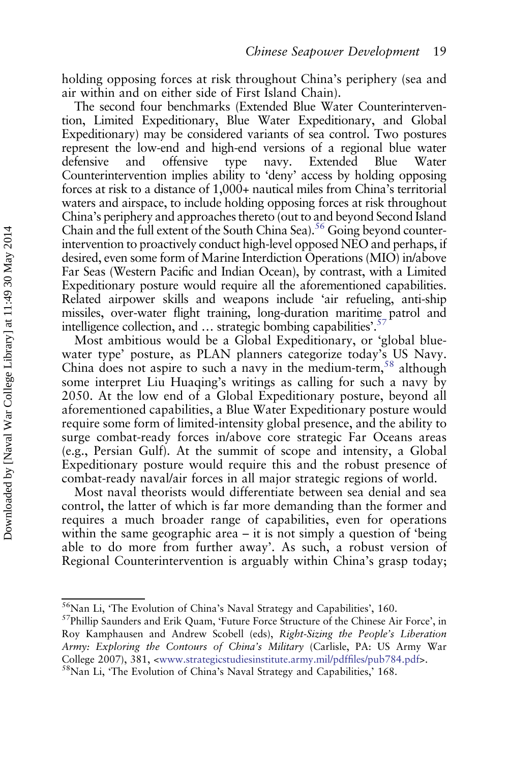holding opposing forces at risk throughout China's periphery (sea and air within and on either side of First Island Chain).

The second four benchmarks (Extended Blue Water Counterintervention, Limited Expeditionary, Blue Water Expeditionary, and Global Expeditionary) may be considered variants of sea control. Two postures represent the low-end and high-end versions of a regional blue water defensive and offensive type navy. Extended Blue Water Counterintervention implies ability to 'deny' access by holding opposing forces at risk to a distance of 1,000+ nautical miles from China's territorial waters and airspace, to include holding opposing forces at risk throughout China's periphery and approaches thereto (out to and beyond Second Island Chain and the full extent of the South China Sea).[56] Going beyond counterintervention to proactively conduct high-level opposed NEO and perhaps, if desired, even some form of Marine Interdiction Operations (MIO) in/above Far Seas (Western Pacific and Indian Ocean), by contrast, with a Limited Expeditionary posture would require all the aforementioned capabilities. Related airpower skills and weapons include 'air refueling, anti-ship missiles, over-water flight training, long-duration maritime patrol and intelligence collection, and … strategic bombing capabilities'.[57]

Most ambitious would be a Global Expeditionary, or 'global blue-water type' posture, as PLAN planners categorize today's US Navy. China does not aspire to such a navy in the medium-term,[58] although some interpret Liu Huaqing's writings as calling for such a navy by 2050. At the low end of a Global Expeditionary posture, beyond all aforementioned capabilities, a Blue Water Expeditionary posture would require some form of limited-intensity global presence, and the ability to surge combat-ready forces in/above core strategic Far Oceans areas (e.g., Persian Gulf). At the summit of scope and intensity, a Global Expeditionary posture would require this and the robust presence of combat-ready naval/air forces in all major strategic regions of world.

Most naval theorists would differentiate between sea denial and sea control, the latter of which is far more demanding than the former and requires a much broader range of capabilities, even for operations within the same geographic area – it is not simply a question of 'being able to do more from further away'. As such, a robust version of Regional Counterintervention is arguably within China's grasp today;

---

[56] Nan Li, 'The Evolution of China's Naval Strategy and Capabilities', 160.

[57] Phillip Saunders and Erik Quam, 'Future Force Structure of the Chinese Air Force', in Roy Kamphausen and Andrew Scobell (eds), *Right-Sizing the People's Liberation Army: Exploring the Contours of China's Military* (Carlisle, PA: US Army War College 2007), 381, <www.strategicstudiesinstitute.army.mil/pdffiles/pub784.pdf>.

[58] Nan Li, 'The Evolution of China's Naval Strategy and Capabilities,' 168.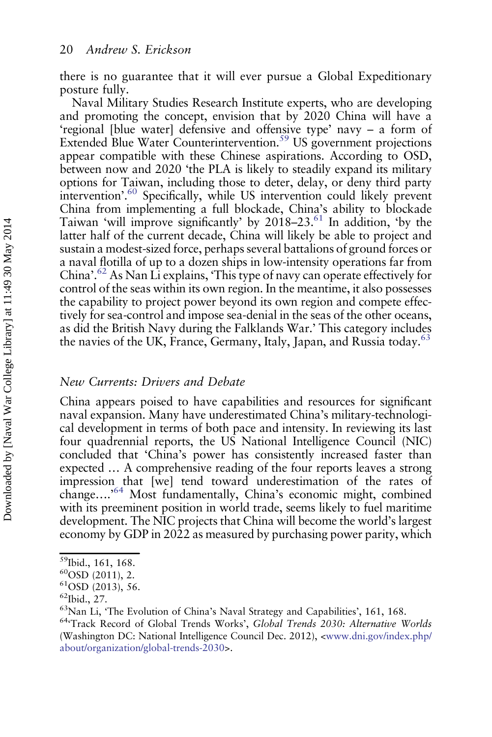there is no guarantee that it will ever pursue a Global Expeditionary posture fully.

Naval Military Studies Research Institute experts, who are developing and promoting the concept, envision that by 2020 China will have a 'regional [blue water] defensive and offensive type' navy – a form of Extended Blue Water Counterintervention.[59] US government projections appear compatible with these Chinese aspirations. According to OSD, between now and 2020 'the PLA is likely to steadily expand its military options for Taiwan, including those to deter, delay, or deny third party intervention'.[60] Specifically, while US intervention could likely prevent China from implementing a full blockade, China's ability to blockade Taiwan 'will improve significantly' by 2018–23.[61] In addition, 'by the latter half of the current decade, China will likely be able to project and sustain a modest-sized force, perhaps several battalions of ground forces or a naval flotilla of up to a dozen ships in low-intensity operations far from China'.[62] As Nan Li explains, 'This type of navy can operate effectively for control of the seas within its own region. In the meantime, it also possesses the capability to project power beyond its own region and compete effectively for sea-control and impose sea-denial in the seas of the other oceans, as did the British Navy during the Falklands War.' This category includes the navies of the UK, France, Germany, Italy, Japan, and Russia today.[63]

### *New Currents: Drivers and Debate*

China appears poised to have capabilities and resources for significant naval expansion. Many have underestimated China's military-technological development in terms of both pace and intensity. In reviewing its last four quadrennial reports, the US National Intelligence Council (NIC) concluded that 'China's power has consistently increased faster than expected … A comprehensive reading of the four reports leaves a strong impression that [we] tend toward underestimation of the rates of change….'[64] Most fundamentally, China's economic might, combined with its preeminent position in world trade, seems likely to fuel maritime development. The NIC projects that China will become the world's largest economy by GDP in 2022 as measured by purchasing power parity, which

---

[59]Ibid., 161, 168.

[60]OSD (2011), 2.

[61]OSD (2013), 56.

[62]Ibid., 27.

[63]Nan Li, 'The Evolution of China's Naval Strategy and Capabilities', 161, 168.

[64]'Track Record of Global Trends Works', *Global Trends 2030: Alternative Worlds* (Washington DC: National Intelligence Council Dec. 2012), <www.dni.gov/index.php/about/organization/global-trends-2030>.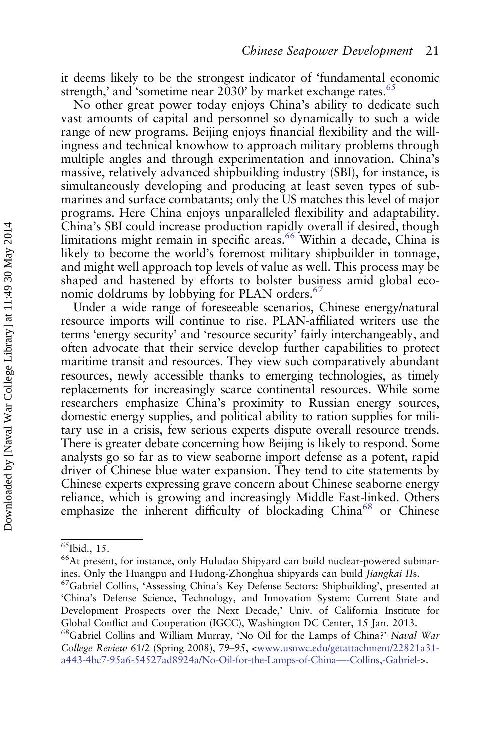it deems likely to be the strongest indicator of 'fundamental economic strength,' and 'sometime near 2030' by market exchange rates.[65]

No other great power today enjoys China's ability to dedicate such vast amounts of capital and personnel so dynamically to such a wide range of new programs. Beijing enjoys financial flexibility and the willingness and technical knowhow to approach military problems through multiple angles and through experimentation and innovation. China's massive, relatively advanced shipbuilding industry (SBI), for instance, is simultaneously developing and producing at least seven types of submarines and surface combatants; only the US matches this level of major programs. Here China enjoys unparalleled flexibility and adaptability. China's SBI could increase production rapidly overall if desired, though limitations might remain in specific areas.[66] Within a decade, China is likely to become the world's foremost military shipbuilder in tonnage, and might well approach top levels of value as well. This process may be shaped and hastened by efforts to bolster business amid global economic doldrums by lobbying for PLAN orders.[67]

Under a wide range of foreseeable scenarios, Chinese energy/natural resource imports will continue to rise. PLAN-affiliated writers use the terms 'energy security' and 'resource security' fairly interchangeably, and often advocate that their service develop further capabilities to protect maritime transit and resources. They view such comparatively abundant resources, newly accessible thanks to emerging technologies, as timely replacements for increasingly scarce continental resources. While some researchers emphasize China's proximity to Russian energy sources, domestic energy supplies, and political ability to ration supplies for military use in a crisis, few serious experts dispute overall resource trends. There is greater debate concerning how Beijing is likely to respond. Some analysts go so far as to view seaborne import defense as a potent, rapid driver of Chinese blue water expansion. They tend to cite statements by Chinese experts expressing grave concern about Chinese seaborne energy reliance, which is growing and increasingly Middle East-linked. Others emphasize the inherent difficulty of blockading China[68] or Chinese

[65]Ibid., 15.

[66]At present, for instance, only Huludao Shipyard can build nuclear-powered submarines. Only the Huangpu and Hudong-Zhonghua shipyards can build *Jiangkai II*s.

[67]Gabriel Collins, 'Assessing China's Key Defense Sectors: Shipbuilding', presented at 'China's Defense Science, Technology, and Innovation System: Current State and Development Prospects over the Next Decade,' Univ. of California Institute for Global Conflict and Cooperation (IGCC), Washington DC Center, 15 Jan. 2013.

[68]Gabriel Collins and William Murray, 'No Oil for the Lamps of China?' *Naval War College Review* 61/2 (Spring 2008), 79–95, <www.usnwc.edu/getattachment/22821a31-a443-4bc7-95a6-54527ad8924a/No-Oil-for-the-Lamps-of-China—-Collins,-Gabriel->.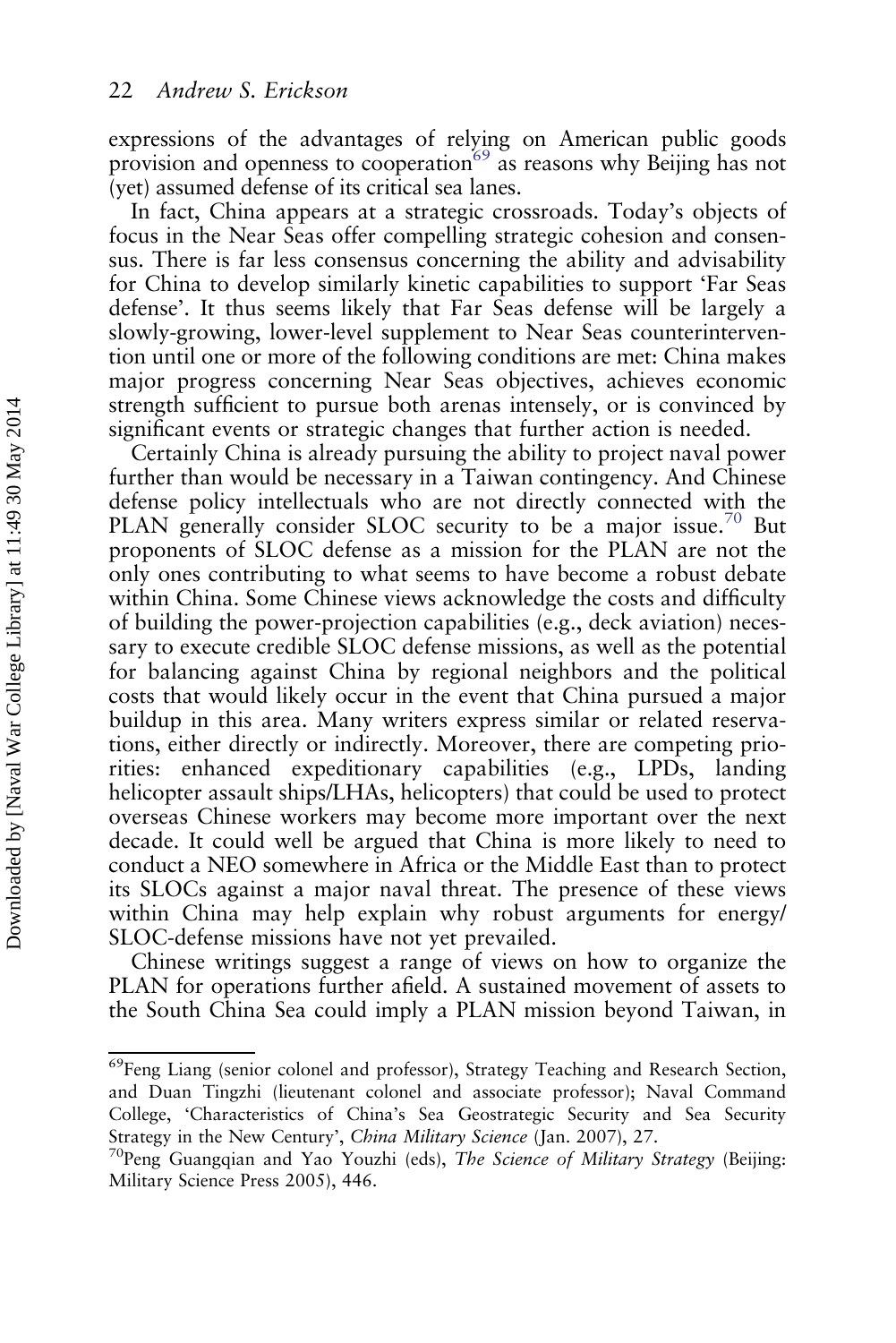expressions of the advantages of relying on American public goods provision and openness to cooperation[69] as reasons why Beijing has not (yet) assumed defense of its critical sea lanes.

In fact, China appears at a strategic crossroads. Today's objects of focus in the Near Seas offer compelling strategic cohesion and consensus. There is far less consensus concerning the ability and advisability for China to develop similarly kinetic capabilities to support 'Far Seas defense'. It thus seems likely that Far Seas defense will be largely a slowly-growing, lower-level supplement to Near Seas counterintervention until one or more of the following conditions are met: China makes major progress concerning Near Seas objectives, achieves economic strength sufficient to pursue both arenas intensely, or is convinced by significant events or strategic changes that further action is needed.

Certainly China is already pursuing the ability to project naval power further than would be necessary in a Taiwan contingency. And Chinese defense policy intellectuals who are not directly connected with the PLAN generally consider SLOC security to be a major issue.[70] But proponents of SLOC defense as a mission for the PLAN are not the only ones contributing to what seems to have become a robust debate within China. Some Chinese views acknowledge the costs and difficulty of building the power-projection capabilities (e.g., deck aviation) necessary to execute credible SLOC defense missions, as well as the potential for balancing against China by regional neighbors and the political costs that would likely occur in the event that China pursued a major buildup in this area. Many writers express similar or related reservations, either directly or indirectly. Moreover, there are competing priorities: enhanced expeditionary capabilities (e.g., LPDs, landing helicopter assault ships/LHAs, helicopters) that could be used to protect overseas Chinese workers may become more important over the next decade. It could well be argued that China is more likely to need to conduct a NEO somewhere in Africa or the Middle East than to protect its SLOCs against a major naval threat. The presence of these views within China may help explain why robust arguments for energy/SLOC-defense missions have not yet prevailed.

Chinese writings suggest a range of views on how to organize the PLAN for operations further afield. A sustained movement of assets to the South China Sea could imply a PLAN mission beyond Taiwan, in

---

[69] Feng Liang (senior colonel and professor), Strategy Teaching and Research Section, and Duan Tingzhi (lieutenant colonel and associate professor); Naval Command College, 'Characteristics of China's Sea Geostrategic Security and Sea Security Strategy in the New Century', *China Military Science* (Jan. 2007), 27.

[70] Peng Guangqian and Yao Youzhi (eds), *The Science of Military Strategy* (Beijing: Military Science Press 2005), 446.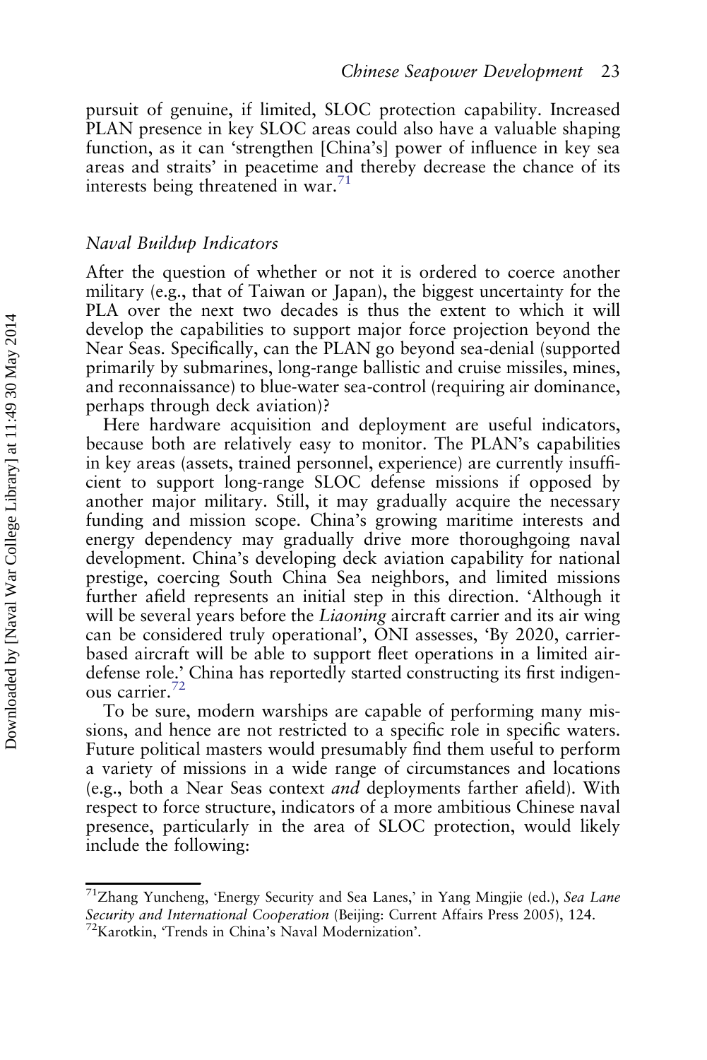pursuit of genuine, if limited, SLOC protection capability. Increased PLAN presence in key SLOC areas could also have a valuable shaping function, as it can 'strengthen [China's] power of influence in key sea areas and straits' in peacetime and thereby decrease the chance of its interests being threatened in war.[71]

### *Naval Buildup Indicators*

After the question of whether or not it is ordered to coerce another military (e.g., that of Taiwan or Japan), the biggest uncertainty for the PLA over the next two decades is thus the extent to which it will develop the capabilities to support major force projection beyond the Near Seas. Specifically, can the PLAN go beyond sea-denial (supported primarily by submarines, long-range ballistic and cruise missiles, mines, and reconnaissance) to blue-water sea-control (requiring air dominance, perhaps through deck aviation)?

Here hardware acquisition and deployment are useful indicators, because both are relatively easy to monitor. The PLAN's capabilities in key areas (assets, trained personnel, experience) are currently insufficient to support long-range SLOC defense missions if opposed by another major military. Still, it may gradually acquire the necessary funding and mission scope. China's growing maritime interests and energy dependency may gradually drive more thoroughgoing naval development. China's developing deck aviation capability for national prestige, coercing South China Sea neighbors, and limited missions further afield represents an initial step in this direction. 'Although it will be several years before the *Liaoning* aircraft carrier and its air wing can be considered truly operational', ONI assesses, 'By 2020, carrier-based aircraft will be able to support fleet operations in a limited air-defense role.' China has reportedly started constructing its first indigenous carrier.[72]

To be sure, modern warships are capable of performing many missions, and hence are not restricted to a specific role in specific waters. Future political masters would presumably find them useful to perform a variety of missions in a wide range of circumstances and locations (e.g., both a Near Seas context *and* deployments farther afield). With respect to force structure, indicators of a more ambitious Chinese naval presence, particularly in the area of SLOC protection, would likely include the following:

---

[71] Zhang Yuncheng, 'Energy Security and Sea Lanes,' in Yang Mingjie (ed.), *Sea Lane Security and International Cooperation* (Beijing: Current Affairs Press 2005), 124.

[72] Karotkin, 'Trends in China's Naval Modernization'.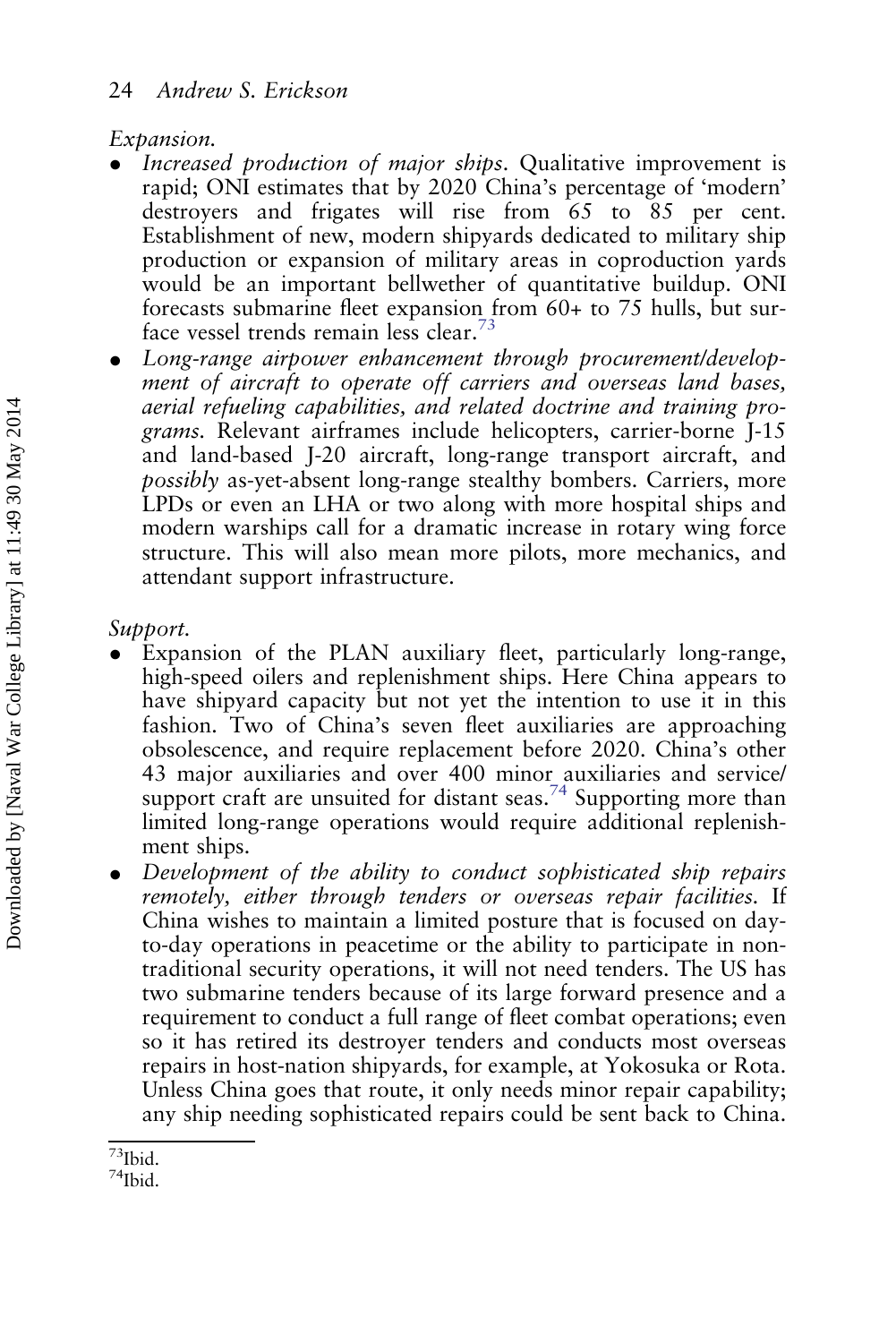*Expansion.*

- *Increased production of major ships*. Qualitative improvement is rapid; ONI estimates that by 2020 China's percentage of 'modern' destroyers and frigates will rise from 65 to 85 per cent. Establishment of new, modern shipyards dedicated to military ship production or expansion of military areas in coproduction yards would be an important bellwether of quantitative buildup. ONI forecasts submarine fleet expansion from 60+ to 75 hulls, but surface vessel trends remain less clear.[73]
- *Long-range airpower enhancement through procurement/development of aircraft to operate off carriers and overseas land bases, aerial refueling capabilities, and related doctrine and training programs*. Relevant airframes include helicopters, carrier-borne J-15 and land-based J-20 aircraft, long-range transport aircraft, and *possibly* as-yet-absent long-range stealthy bombers. Carriers, more LPDs or even an LHA or two along with more hospital ships and modern warships call for a dramatic increase in rotary wing force structure. This will also mean more pilots, more mechanics, and attendant support infrastructure.

*Support.*

- Expansion of the PLAN auxiliary fleet, particularly long-range, high-speed oilers and replenishment ships. Here China appears to have shipyard capacity but not yet the intention to use it in this fashion. Two of China's seven fleet auxiliaries are approaching obsolescence, and require replacement before 2020. China's other 43 major auxiliaries and over 400 minor auxiliaries and service/support craft are unsuited for distant seas.[74] Supporting more than limited long-range operations would require additional replenishment ships.
- *Development of the ability to conduct sophisticated ship repairs remotely, either through tenders or overseas repair facilities.* If China wishes to maintain a limited posture that is focused on day-to-day operations in peacetime or the ability to participate in non-traditional security operations, it will not need tenders. The US has two submarine tenders because of its large forward presence and a requirement to conduct a full range of fleet combat operations; even so it has retired its destroyer tenders and conducts most overseas repairs in host-nation shipyards, for example, at Yokosuka or Rota. Unless China goes that route, it only needs minor repair capability; any ship needing sophisticated repairs could be sent back to China.

[73]Ibid.
[74]Ibid.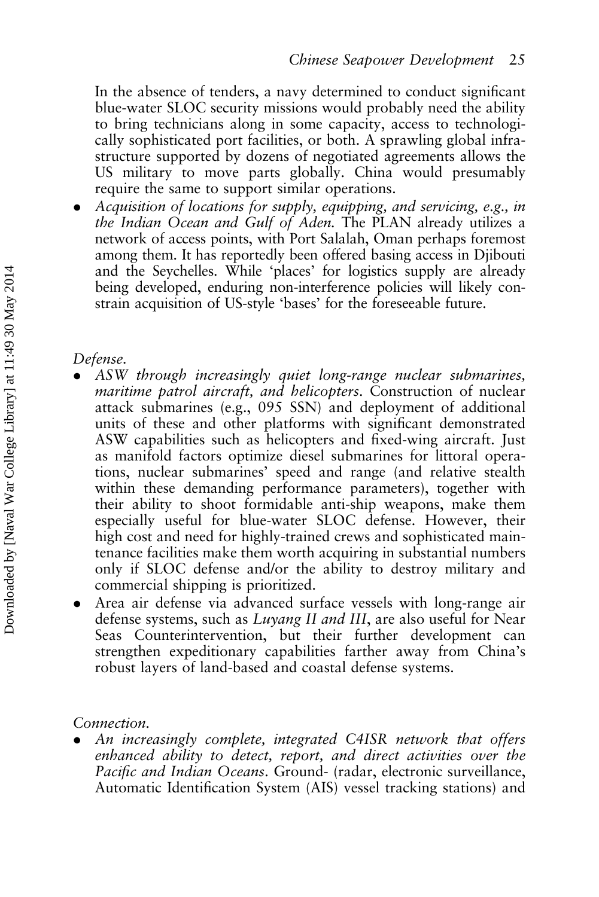In the absence of tenders, a navy determined to conduct significant blue-water SLOC security missions would probably need the ability to bring technicians along in some capacity, access to technologically sophisticated port facilities, or both. A sprawling global infrastructure supported by dozens of negotiated agreements allows the US military to move parts globally. China would presumably require the same to support similar operations.

- *Acquisition of locations for supply, equipping, and servicing, e.g., in the Indian Ocean and Gulf of Aden.* The PLAN already utilizes a network of access points, with Port Salalah, Oman perhaps foremost among them. It has reportedly been offered basing access in Djibouti and the Seychelles. While 'places' for logistics supply are already being developed, enduring non-interference policies will likely constrain acquisition of US-style 'bases' for the foreseeable future.

*Defense.*

- *ASW through increasingly quiet long-range nuclear submarines, maritime patrol aircraft, and helicopters.* Construction of nuclear attack submarines (e.g., 095 SSN) and deployment of additional units of these and other platforms with significant demonstrated ASW capabilities such as helicopters and fixed-wing aircraft. Just as manifold factors optimize diesel submarines for littoral operations, nuclear submarines' speed and range (and relative stealth within these demanding performance parameters), together with their ability to shoot formidable anti-ship weapons, make them especially useful for blue-water SLOC defense. However, their high cost and need for highly-trained crews and sophisticated maintenance facilities make them worth acquiring in substantial numbers only if SLOC defense and/or the ability to destroy military and commercial shipping is prioritized.
- Area air defense via advanced surface vessels with long-range air defense systems, such as *Luyang II and III*, are also useful for Near Seas Counterintervention, but their further development can strengthen expeditionary capabilities farther away from China's robust layers of land-based and coastal defense systems.

*Connection.*

- *An increasingly complete, integrated C4ISR network that offers enhanced ability to detect, report, and direct activities over the Pacific and Indian Oceans.* Ground- (radar, electronic surveillance, Automatic Identification System (AIS) vessel tracking stations) and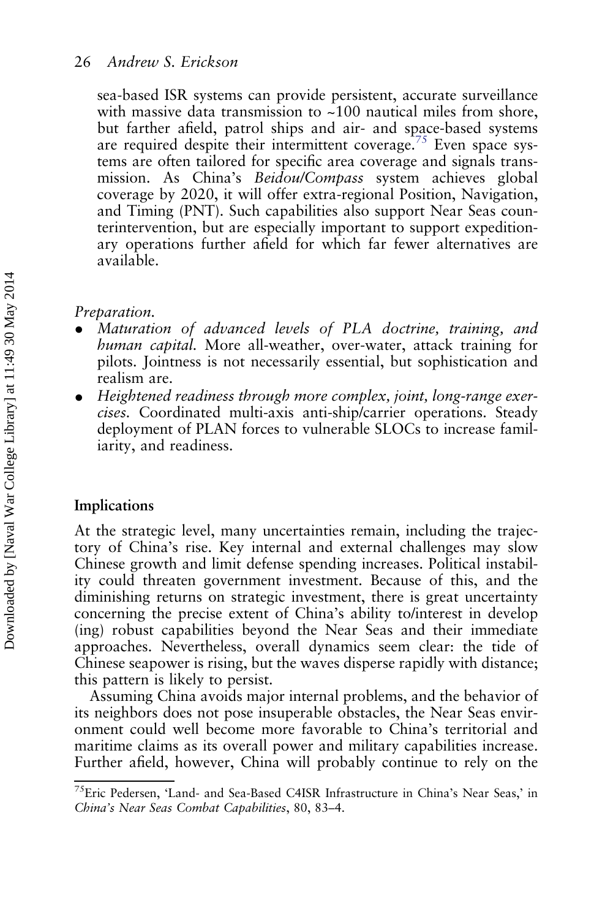sea-based ISR systems can provide persistent, accurate surveillance with massive data transmission to ~100 nautical miles from shore, but farther afield, patrol ships and air- and space-based systems are required despite their intermittent coverage.[75] Even space systems are often tailored for specific area coverage and signals transmission. As China's *Beidou/Compass* system achieves global coverage by 2020, it will offer extra-regional Position, Navigation, and Timing (PNT). Such capabilities also support Near Seas counterintervention, but are especially important to support expeditionary operations further afield for which far fewer alternatives are available.

*Preparation.*

- *Maturation of advanced levels of PLA doctrine, training, and human capital.* More all-weather, over-water, attack training for pilots. Jointness is not necessarily essential, but sophistication and realism are.
- *Heightened readiness through more complex, joint, long-range exercises.* Coordinated multi-axis anti-ship/carrier operations. Steady deployment of PLAN forces to vulnerable SLOCs to increase familiarity, and readiness.

## Implications

At the strategic level, many uncertainties remain, including the trajectory of China's rise. Key internal and external challenges may slow Chinese growth and limit defense spending increases. Political instability could threaten government investment. Because of this, and the diminishing returns on strategic investment, there is great uncertainty concerning the precise extent of China's ability to/interest in develop(ing) robust capabilities beyond the Near Seas and their immediate approaches. Nevertheless, overall dynamics seem clear: the tide of Chinese seapower is rising, but the waves disperse rapidly with distance; this pattern is likely to persist.

Assuming China avoids major internal problems, and the behavior of its neighbors does not pose insuperable obstacles, the Near Seas environment could well become more favorable to China's territorial and maritime claims as its overall power and military capabilities increase. Further afield, however, China will probably continue to rely on the

[75] Eric Pedersen, 'Land- and Sea-Based C4ISR Infrastructure in China's Near Seas,' in *China's Near Seas Combat Capabilities*, 80, 83–4.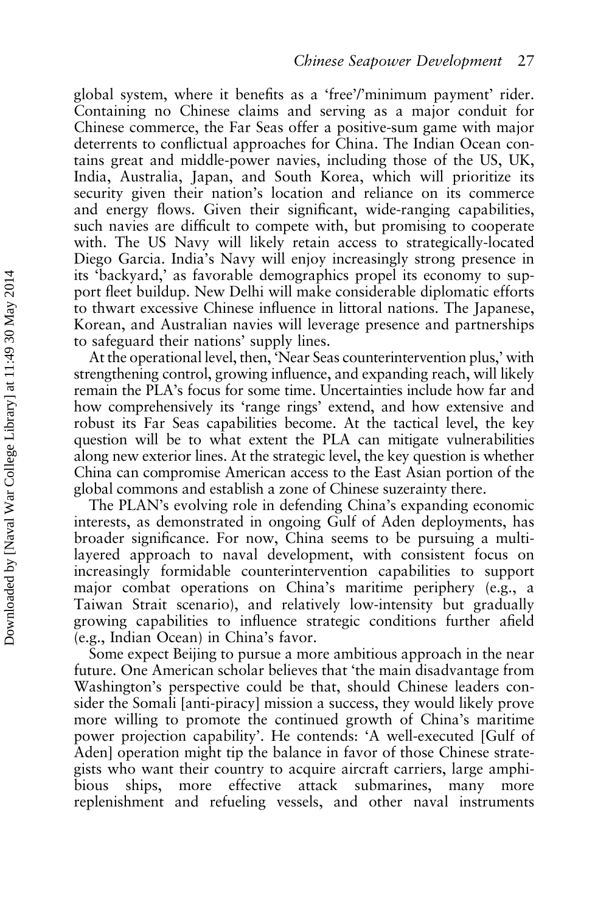global system, where it benefits as a 'free'/'minimum payment' rider. Containing no Chinese claims and serving as a major conduit for Chinese commerce, the Far Seas offer a positive-sum game with major deterrents to conflictual approaches for China. The Indian Ocean contains great and middle-power navies, including those of the US, UK, India, Australia, Japan, and South Korea, which will prioritize its security given their nation's location and reliance on its commerce and energy flows. Given their significant, wide-ranging capabilities, such navies are difficult to compete with, but promising to cooperate with. The US Navy will likely retain access to strategically-located Diego Garcia. India's Navy will enjoy increasingly strong presence in its 'backyard,' as favorable demographics propel its economy to support fleet buildup. New Delhi will make considerable diplomatic efforts to thwart excessive Chinese influence in littoral nations. The Japanese, Korean, and Australian navies will leverage presence and partnerships to safeguard their nations' supply lines.

At the operational level, then, 'Near Seas counterintervention plus,' with strengthening control, growing influence, and expanding reach, will likely remain the PLA's focus for some time. Uncertainties include how far and how comprehensively its 'range rings' extend, and how extensive and robust its Far Seas capabilities become. At the tactical level, the key question will be to what extent the PLA can mitigate vulnerabilities along new exterior lines. At the strategic level, the key question is whether China can compromise American access to the East Asian portion of the global commons and establish a zone of Chinese suzerainty there.

The PLAN's evolving role in defending China's expanding economic interests, as demonstrated in ongoing Gulf of Aden deployments, has broader significance. For now, China seems to be pursuing a multi-layered approach to naval development, with consistent focus on increasingly formidable counterintervention capabilities to support major combat operations on China's maritime periphery (e.g., a Taiwan Strait scenario), and relatively low-intensity but gradually growing capabilities to influence strategic conditions further afield (e.g., Indian Ocean) in China's favor.

Some expect Beijing to pursue a more ambitious approach in the near future. One American scholar believes that 'the main disadvantage from Washington's perspective could be that, should Chinese leaders consider the Somali [anti-piracy] mission a success, they would likely prove more willing to promote the continued growth of China's maritime power projection capability'. He contends: 'A well-executed [Gulf of Aden] operation might tip the balance in favor of those Chinese strategists who want their country to acquire aircraft carriers, large amphibious ships, more effective attack submarines, many more replenishment and refueling vessels, and other naval instruments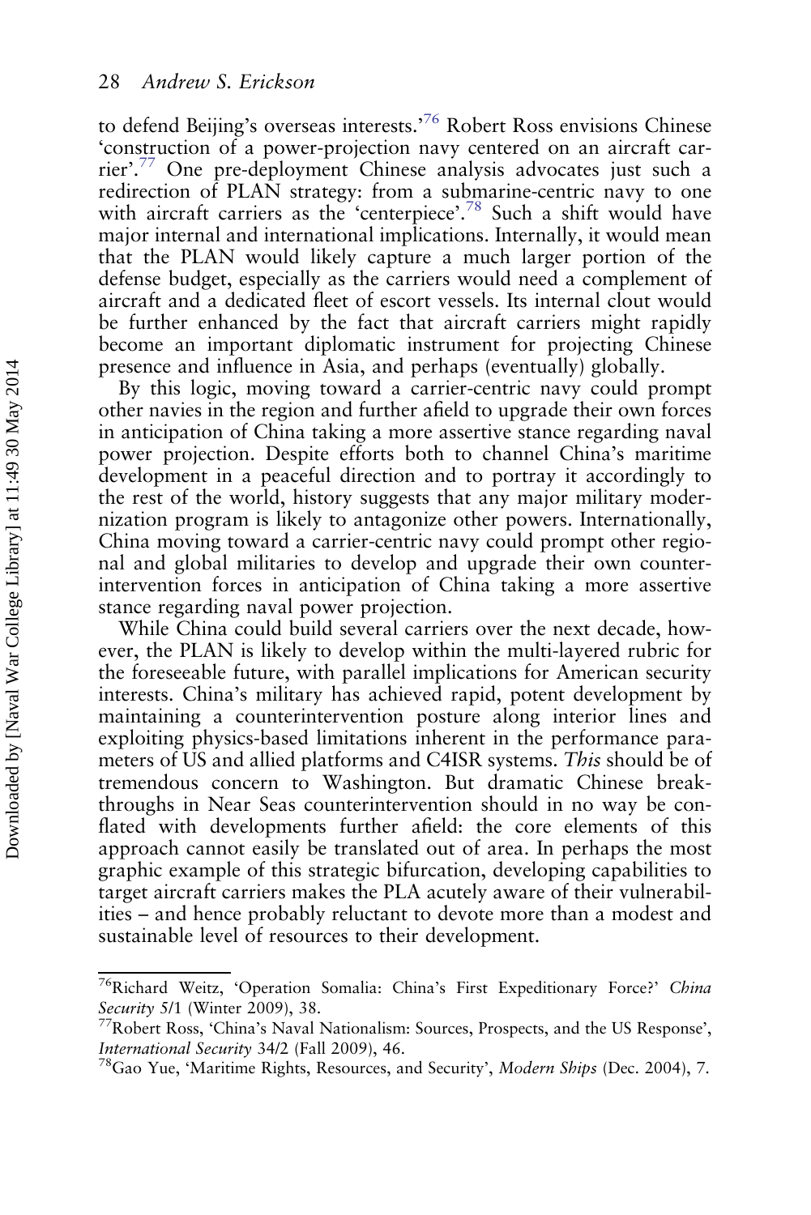to defend Beijing's overseas interests.'[76] Robert Ross envisions Chinese 'construction of a power-projection navy centered on an aircraft carrier'.[77] One pre-deployment Chinese analysis advocates just such a redirection of PLAN strategy: from a submarine-centric navy to one with aircraft carriers as the 'centerpiece'.[78] Such a shift would have major internal and international implications. Internally, it would mean that the PLAN would likely capture a much larger portion of the defense budget, especially as the carriers would need a complement of aircraft and a dedicated fleet of escort vessels. Its internal clout would be further enhanced by the fact that aircraft carriers might rapidly become an important diplomatic instrument for projecting Chinese presence and influence in Asia, and perhaps (eventually) globally.

By this logic, moving toward a carrier-centric navy could prompt other navies in the region and further afield to upgrade their own forces in anticipation of China taking a more assertive stance regarding naval power projection. Despite efforts both to channel China's maritime development in a peaceful direction and to portray it accordingly to the rest of the world, history suggests that any major military modernization program is likely to antagonize other powers. Internationally, China moving toward a carrier-centric navy could prompt other regional and global militaries to develop and upgrade their own counterintervention forces in anticipation of China taking a more assertive stance regarding naval power projection.

While China could build several carriers over the next decade, however, the PLAN is likely to develop within the multi-layered rubric for the foreseeable future, with parallel implications for American security interests. China's military has achieved rapid, potent development by maintaining a counterintervention posture along interior lines and exploiting physics-based limitations inherent in the performance parameters of US and allied platforms and C4ISR systems. *This* should be of tremendous concern to Washington. But dramatic Chinese breakthroughs in Near Seas counterintervention should in no way be conflated with developments further afield: the core elements of this approach cannot easily be translated out of area. In perhaps the most graphic example of this strategic bifurcation, developing capabilities to target aircraft carriers makes the PLA acutely aware of their vulnerabilities – and hence probably reluctant to devote more than a modest and sustainable level of resources to their development.

---

[76]Richard Weitz, 'Operation Somalia: China's First Expeditionary Force?' *China Security* 5/1 (Winter 2009), 38.

[77]Robert Ross, 'China's Naval Nationalism: Sources, Prospects, and the US Response', *International Security* 34/2 (Fall 2009), 46.

[78]Gao Yue, 'Maritime Rights, Resources, and Security', *Modern Ships* (Dec. 2004), 7.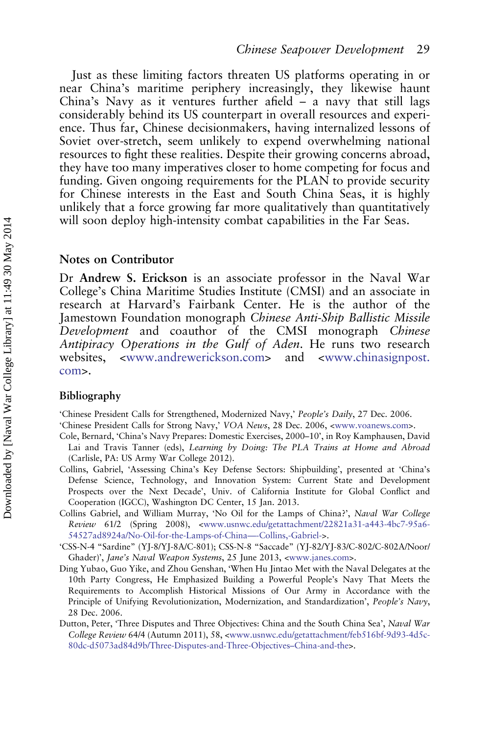Just as these limiting factors threaten US platforms operating in or near China's maritime periphery increasingly, they likewise haunt China's Navy as it ventures further afield – a navy that still lags considerably behind its US counterpart in overall resources and experience. Thus far, Chinese decisionmakers, having internalized lessons of Soviet over-stretch, seem unlikely to expend overwhelming national resources to fight these realities. Despite their growing concerns abroad, they have too many imperatives closer to home competing for focus and funding. Given ongoing requirements for the PLAN to provide security for Chinese interests in the East and South China Seas, it is highly unlikely that a force growing far more qualitatively than quantitatively will soon deploy high-intensity combat capabilities in the Far Seas.

## Notes on Contributor

Dr **Andrew S. Erickson** is an associate professor in the Naval War College's China Maritime Studies Institute (CMSI) and an associate in research at Harvard's Fairbank Center. He is the author of the Jamestown Foundation monograph *Chinese Anti-Ship Ballistic Missile Development* and coauthor of the CMSI monograph *Chinese Antipiracy Operations in the Gulf of Aden*. He runs two research websites, <www.andrewerickson.com> and <www.chinasignpost.com>.

## Bibliography

'Chinese President Calls for Strengthened, Modernized Navy,' *People's Daily*, 27 Dec. 2006.

'Chinese President Calls for Strong Navy,' *VOA News*, 28 Dec. 2006, <www.voanews.com>.

Cole, Bernard, 'China's Navy Prepares: Domestic Exercises, 2000–10', in Roy Kamphausen, David Lai and Travis Tanner (eds), *Learning by Doing: The PLA Trains at Home and Abroad* (Carlisle, PA: US Army War College 2012).

Collins, Gabriel, 'Assessing China's Key Defense Sectors: Shipbuilding', presented at 'China's Defense Science, Technology, and Innovation System: Current State and Development Prospects over the Next Decade', Univ. of California Institute for Global Conflict and Cooperation (IGCC), Washington DC Center, 15 Jan. 2013.

Collins Gabriel, and William Murray, 'No Oil for the Lamps of China?', *Naval War College Review* 61/2 (Spring 2008), <www.usnwc.edu/getattachment/22821a31-a443-4bc7-95a6-54527ad8924a/No-Oil-for-the-Lamps-of-China—-Collins,-Gabriel->.

'CSS-N-4 "Sardine" (YJ-8/YJ-8A/C-801); CSS-N-8 "Saccade" (YJ-82/YJ-83/C-802/C-802A/Noor/Ghader)', *Jane's Naval Weapon Systems*, 25 June 2013, <www.janes.com>.

Ding Yubao, Guo Yike, and Zhou Genshan, 'When Hu Jintao Met with the Naval Delegates at the 10th Party Congress, He Emphasized Building a Powerful People's Navy That Meets the Requirements to Accomplish Historical Missions of Our Army in Accordance with the Principle of Unifying Revolutionization, Modernization, and Standardization', *People's Navy*, 28 Dec. 2006.

Dutton, Peter, 'Three Disputes and Three Objectives: China and the South China Sea', *Naval War College Review* 64/4 (Autumn 2011), 58, <www.usnwc.edu/getattachment/feb516bf-9d93-4d5c-80dc-d5073ad84d9b/Three-Disputes-and-Three-Objectives–China-and-the>.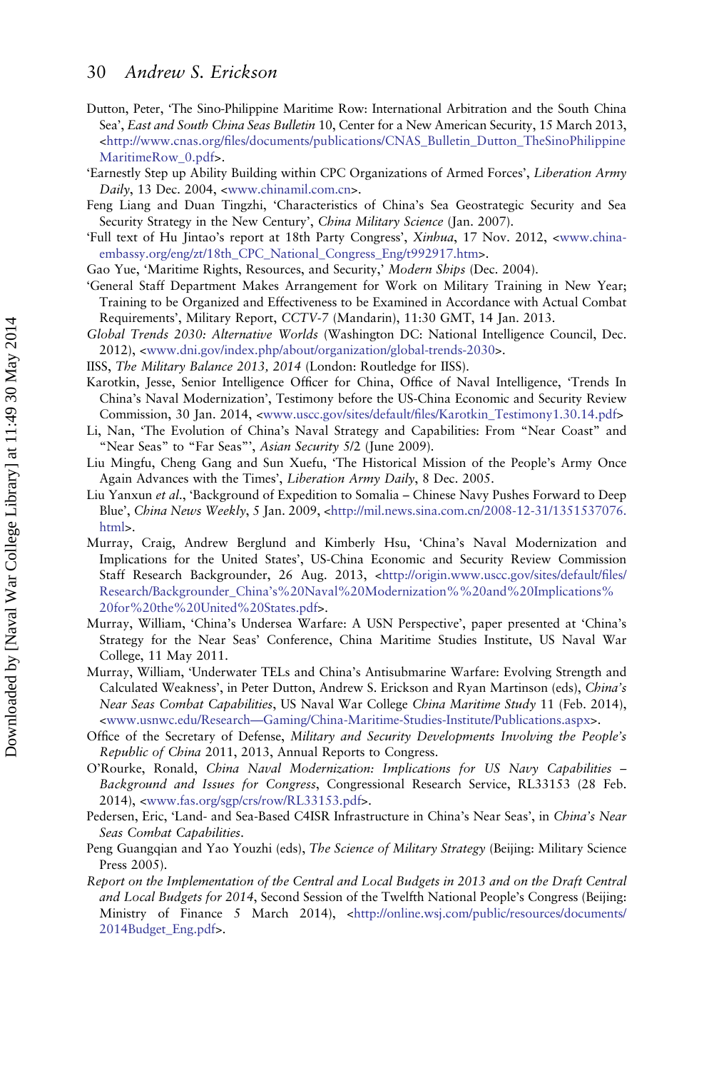Dutton, Peter, 'The Sino-Philippine Maritime Row: International Arbitration and the South China Sea', *East and South China Seas Bulletin* 10, Center for a New American Security, 15 March 2013, <http://www.cnas.org/files/documents/publications/CNAS_Bulletin_Dutton_TheSinoPhilippineMaritimeRow_0.pdf>.

'Earnestly Step up Ability Building within CPC Organizations of Armed Forces', *Liberation Army Daily*, 13 Dec. 2004, <www.chinamil.com.cn>.

Feng Liang and Duan Tingzhi, 'Characteristics of China's Sea Geostrategic Security and Sea Security Strategy in the New Century', *China Military Science* (Jan. 2007).

'Full text of Hu Jintao's report at 18th Party Congress', *Xinhua*, 17 Nov. 2012, <www.china-embassy.org/eng/zt/18th_CPC_National_Congress_Eng/t992917.htm>.

Gao Yue, 'Maritime Rights, Resources, and Security,' *Modern Ships* (Dec. 2004).

'General Staff Department Makes Arrangement for Work on Military Training in New Year; Training to be Organized and Effectiveness to be Examined in Accordance with Actual Combat Requirements', Military Report, *CCTV-7* (Mandarin), 11:30 GMT, 14 Jan. 2013.

*Global Trends 2030: Alternative Worlds* (Washington DC: National Intelligence Council, Dec. 2012), <www.dni.gov/index.php/about/organization/global-trends-2030>.

IISS, *The Military Balance 2013, 2014* (London: Routledge for IISS).

Karotkin, Jesse, Senior Intelligence Officer for China, Office of Naval Intelligence, 'Trends In China's Naval Modernization', Testimony before the US-China Economic and Security Review Commission, 30 Jan. 2014, <www.uscc.gov/sites/default/files/Karotkin_Testimony1.30.14.pdf>

Li, Nan, 'The Evolution of China's Naval Strategy and Capabilities: From "Near Coast" and "Near Seas" to "Far Seas"', *Asian Security* 5/2 (June 2009).

Liu Mingfu, Cheng Gang and Sun Xuefu, 'The Historical Mission of the People's Army Once Again Advances with the Times', *Liberation Army Daily*, 8 Dec. 2005.

Liu Yanxun *et al*., 'Background of Expedition to Somalia – Chinese Navy Pushes Forward to Deep Blue', *China News Weekly*, 5 Jan. 2009, <http://mil.news.sina.com.cn/2008-12-31/1351537076.html>.

Murray, Craig, Andrew Berglund and Kimberly Hsu, 'China's Naval Modernization and Implications for the United States', US-China Economic and Security Review Commission Staff Research Backgrounder, 26 Aug. 2013, <http://origin.www.uscc.gov/sites/default/files/Research/Backgrounder_China's%20Naval%20Modernization%%20and%20Implications%20for%20the%20United%20States.pdf>.

Murray, William, 'China's Undersea Warfare: A USN Perspective', paper presented at 'China's Strategy for the Near Seas' Conference, China Maritime Studies Institute, US Naval War College, 11 May 2011.

Murray, William, 'Underwater TELs and China's Antisubmarine Warfare: Evolving Strength and Calculated Weakness', in Peter Dutton, Andrew S. Erickson and Ryan Martinson (eds), *China's Near Seas Combat Capabilities*, US Naval War College *China Maritime Study* 11 (Feb. 2014), <www.usnwc.edu/Research—Gaming/China-Maritime-Studies-Institute/Publications.aspx>.

Office of the Secretary of Defense, *Military and Security Developments Involving the People's Republic of China* 2011, 2013, Annual Reports to Congress.

O'Rourke, Ronald, *China Naval Modernization: Implications for US Navy Capabilities – Background and Issues for Congress*, Congressional Research Service, RL33153 (28 Feb. 2014), <www.fas.org/sgp/crs/row/RL33153.pdf>.

Pedersen, Eric, 'Land- and Sea-Based C4ISR Infrastructure in China's Near Seas', in *China's Near Seas Combat Capabilities*.

Peng Guangqian and Yao Youzhi (eds), *The Science of Military Strategy* (Beijing: Military Science Press 2005).

*Report on the Implementation of the Central and Local Budgets in 2013 and on the Draft Central and Local Budgets for 2014*, Second Session of the Twelfth National People's Congress (Beijing: Ministry of Finance 5 March 2014), <http://online.wsj.com/public/resources/documents/2014Budget_Eng.pdf>.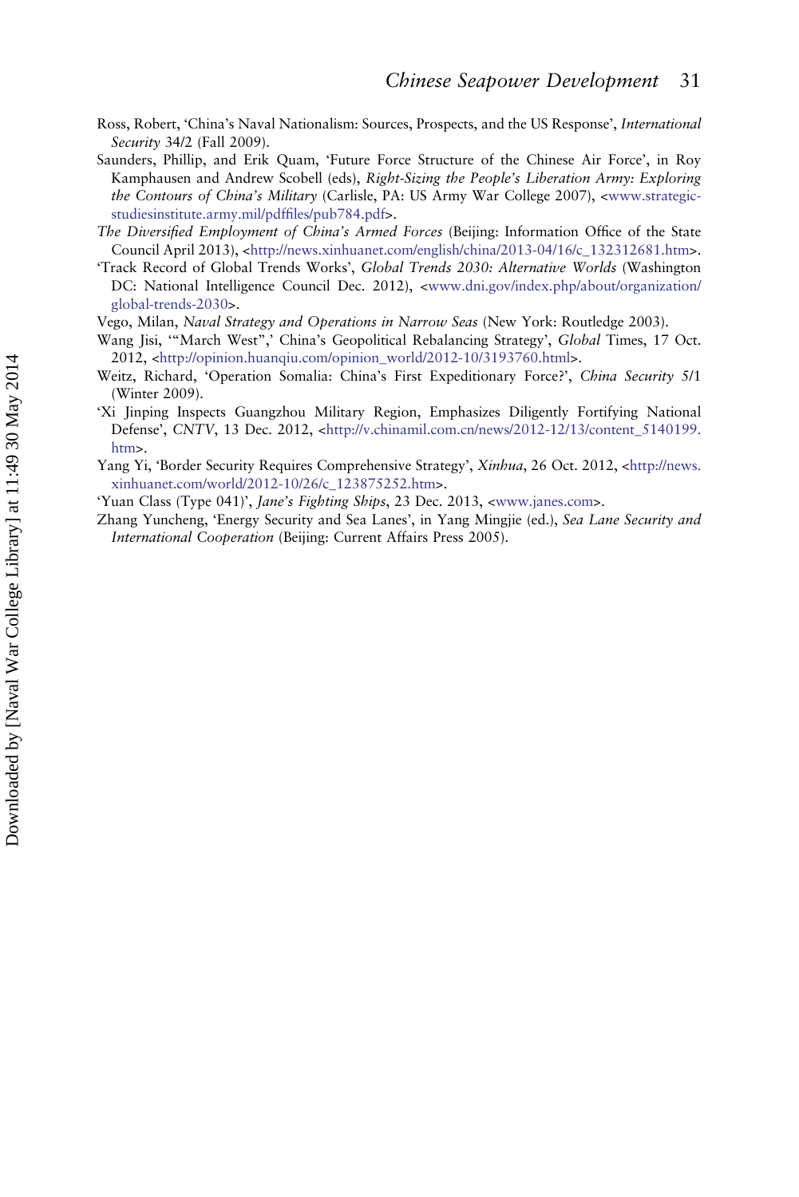Ross, Robert, 'China's Naval Nationalism: Sources, Prospects, and the US Response', *International Security* 34/2 (Fall 2009).

Saunders, Phillip, and Erik Quam, 'Future Force Structure of the Chinese Air Force', in Roy Kamphausen and Andrew Scobell (eds), *Right-Sizing the People's Liberation Army: Exploring the Contours of China's Military* (Carlisle, PA: US Army War College 2007), <www.strategic-studiesinstitute.army.mil/pdffiles/pub784.pdf>.

*The Diversified Employment of China's Armed Forces* (Beijing: Information Office of the State Council April 2013), <http://news.xinhuanet.com/english/china/2013-04/16/c_132312681.htm>.

'Track Record of Global Trends Works', *Global Trends 2030: Alternative Worlds* (Washington DC: National Intelligence Council Dec. 2012), <www.dni.gov/index.php/about/organization/global-trends-2030>.

Vego, Milan, *Naval Strategy and Operations in Narrow Seas* (New York: Routledge 2003).

Wang Jisi, '"March West",' China's Geopolitical Rebalancing Strategy', *Global* Times, 17 Oct. 2012, <http://opinion.huanqiu.com/opinion_world/2012-10/3193760.html>.

Weitz, Richard, 'Operation Somalia: China's First Expeditionary Force?', *China Security* 5/1 (Winter 2009).

'Xi Jinping Inspects Guangzhou Military Region, Emphasizes Diligently Fortifying National Defense', *CNTV*, 13 Dec. 2012, <http://v.chinamil.com.cn/news/2012-12/13/content_5140199.htm>.

Yang Yi, 'Border Security Requires Comprehensive Strategy', *Xinhua*, 26 Oct. 2012, <http://news.xinhuanet.com/world/2012-10/26/c_123875252.htm>.

'Yuan Class (Type 041)', *Jane's Fighting Ships*, 23 Dec. 2013, <www.janes.com>.

Zhang Yuncheng, 'Energy Security and Sea Lanes', in Yang Mingjie (ed.), *Sea Lane Security and International Cooperation* (Beijing: Current Affairs Press 2005).